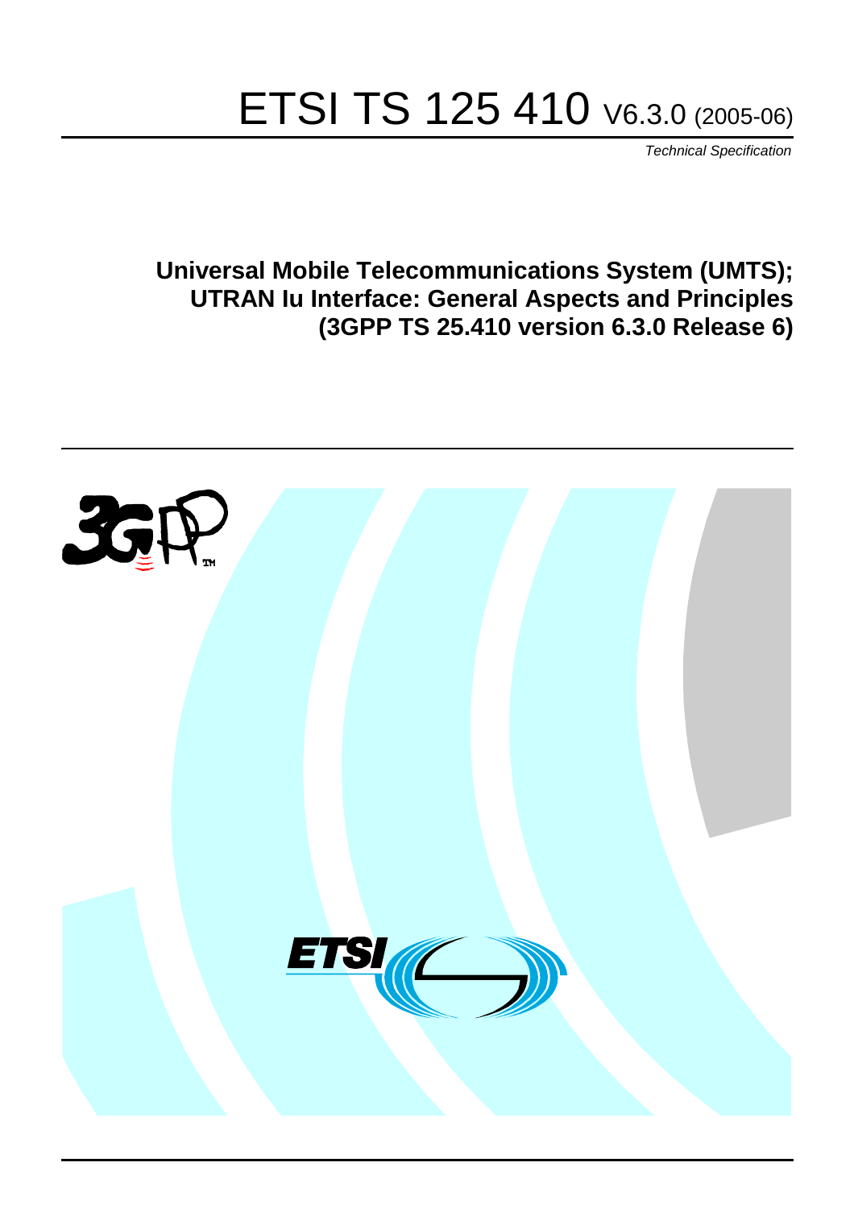# ETSI TS 125 410 V6.3.0 (2005-06)

*Technical Specification*

**Universal Mobile Telecommunications System (UMTS); UTRAN Iu Interface: General Aspects and Principles (3GPP TS 25.410 version 6.3.0 Release 6)**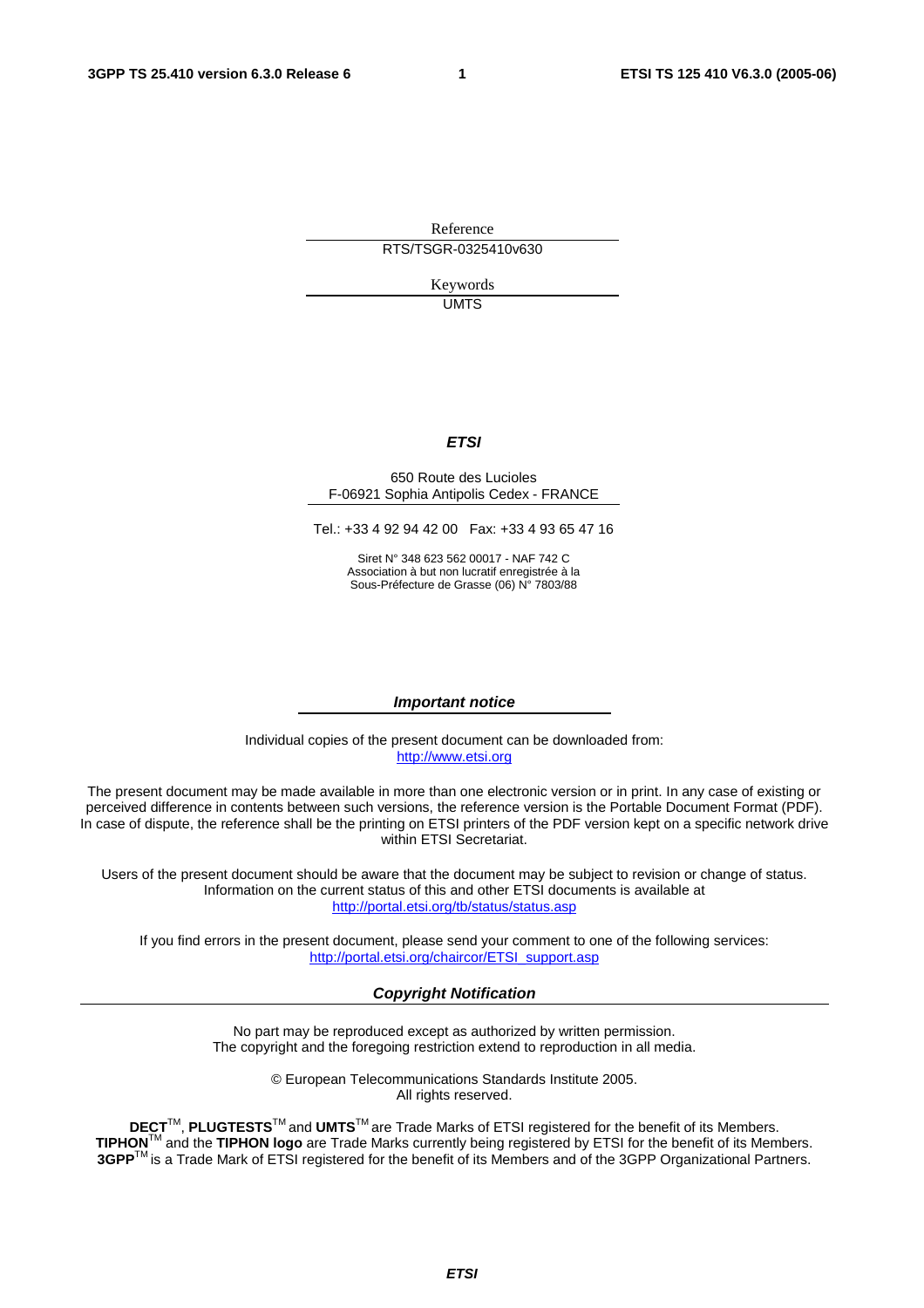Reference

RTS/TSGR-0325410v630

Keywords

UMTS

***ETSI***

650 Route des Lucioles
F-06921 Sophia Antipolis Cedex - FRANCE

Tel.: +33 4 92 94 42 00 Fax: +33 4 93 65 47 16

Siret N° 348 623 562 00017 - NAF 742 C
Association à but non lucratif enregistrée à la
Sous-Préfecture de Grasse (06) N° 7803/88

***Important notice***

Individual copies of the present document can be downloaded from:
http://www.etsi.org

The present document may be made available in more than one electronic version or in print. In any case of existing or perceived difference in contents between such versions, the reference version is the Portable Document Format (PDF). In case of dispute, the reference shall be the printing on ETSI printers of the PDF version kept on a specific network drive within ETSI Secretariat.

Users of the present document should be aware that the document may be subject to revision or change of status. Information on the current status of this and other ETSI documents is available at
http://portal.etsi.org/tb/status/status.asp

If you find errors in the present document, please send your comment to one of the following services:
http://portal.etsi.org/chaircor/ETSI_support.asp

***Copyright Notification***

No part may be reproduced except as authorized by written permission.
The copyright and the foregoing restriction extend to reproduction in all media.

© European Telecommunications Standards Institute 2005.
All rights reserved.

**DECT**TM, **PLUGTESTS**TM and **UMTS**TM are Trade Marks of ETSI registered for the benefit of its Members.
**TIPHON**TM and the **TIPHON logo** are Trade Marks currently being registered by ETSI for the benefit of its Members.
**3GPP**TM is a Trade Mark of ETSI registered for the benefit of its Members and of the 3GPP Organizational Partners.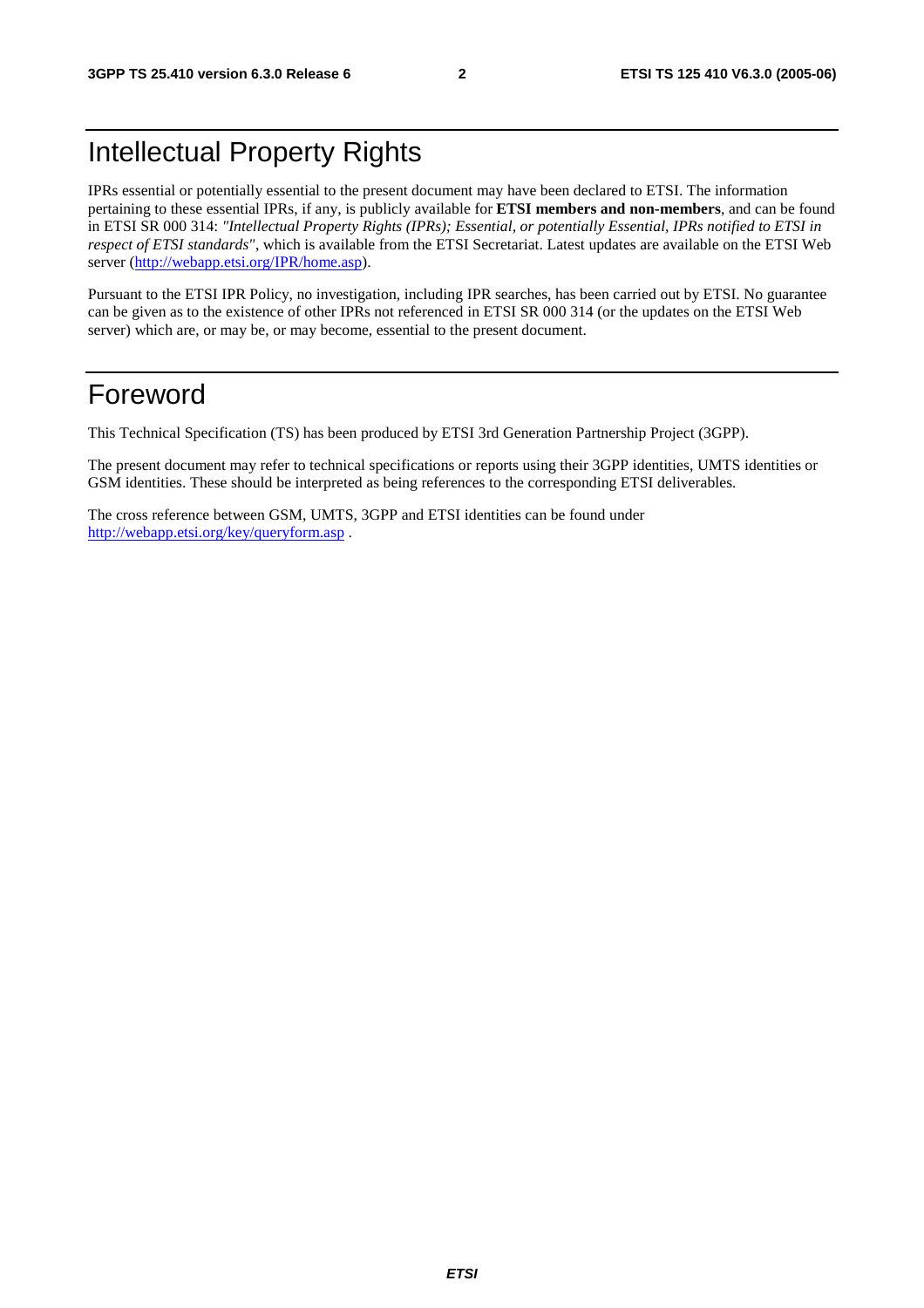# Intellectual Property Rights

IPRs essential or potentially essential to the present document may have been declared to ETSI. The information pertaining to these essential IPRs, if any, is publicly available for **ETSI members and non-members**, and can be found in ETSI SR 000 314: *"Intellectual Property Rights (IPRs); Essential, or potentially Essential, IPRs notified to ETSI in respect of ETSI standards"*, which is available from the ETSI Secretariat. Latest updates are available on the ETSI Web server (http://webapp.etsi.org/IPR/home.asp).

Pursuant to the ETSI IPR Policy, no investigation, including IPR searches, has been carried out by ETSI. No guarantee can be given as to the existence of other IPRs not referenced in ETSI SR 000 314 (or the updates on the ETSI Web server) which are, or may be, or may become, essential to the present document.

# Foreword

This Technical Specification (TS) has been produced by ETSI 3rd Generation Partnership Project (3GPP).

The present document may refer to technical specifications or reports using their 3GPP identities, UMTS identities or GSM identities. These should be interpreted as being references to the corresponding ETSI deliverables.

The cross reference between GSM, UMTS, 3GPP and ETSI identities can be found under http://webapp.etsi.org/key/queryform.asp .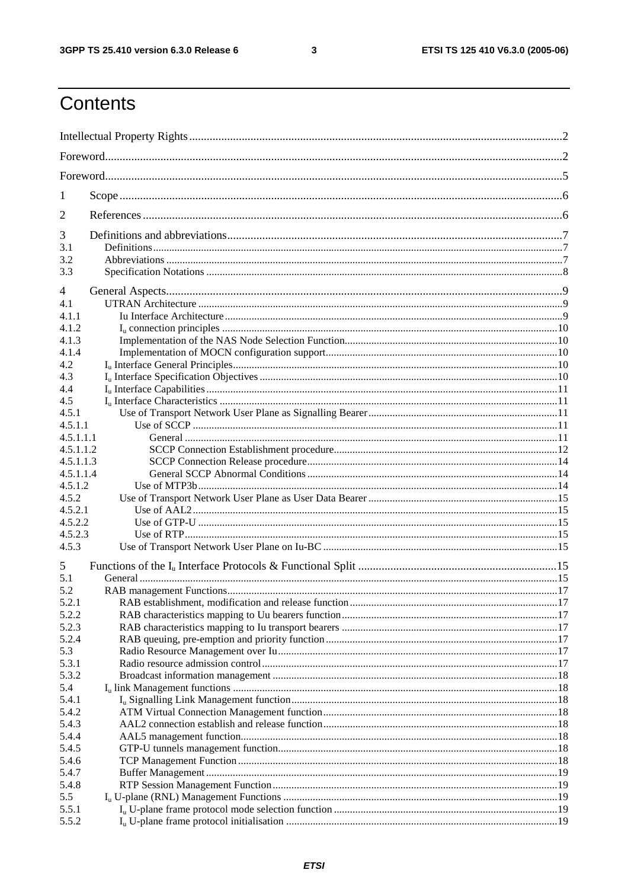# Contents

Intellectual Property Rights ..... 2
Foreword ..... 2
Foreword ..... 5
1 Scope ..... 6
2 References ..... 6
3 Definitions and abbreviations ..... 7
3.1 Definitions ..... 7
3.2 Abbreviations ..... 7
3.3 Specification Notations ..... 8
4 General Aspects ..... 9
4.1 UTRAN Architecture ..... 9
4.1.1 Iu Interface Architecture ..... 9
4.1.2 $I_u$ connection principles ..... 10
4.1.3 Implementation of the NAS Node Selection Function ..... 10
4.1.4 Implementation of MOCN configuration support ..... 10
4.2 $I_u$ Interface General Principles ..... 10
4.3 $I_u$ Interface Specification Objectives ..... 10
4.4 $I_u$ Interface Capabilities ..... 11
4.5 $I_u$ Interface Characteristics ..... 11
4.5.1 Use of Transport Network User Plane as Signalling Bearer ..... 11
4.5.1.1 Use of SCCP ..... 11
4.5.1.1.1 General ..... 11
4.5.1.1.2 SCCP Connection Establishment procedure ..... 12
4.5.1.1.3 SCCP Connection Release procedure ..... 14
4.5.1.1.4 General SCCP Abnormal Conditions ..... 14
4.5.1.2 Use of MTP3b ..... 14
4.5.2 Use of Transport Network User Plane as User Data Bearer ..... 15
4.5.2.1 Use of AAL2 ..... 15
4.5.2.2 Use of GTP-U ..... 15
4.5.2.3 Use of RTP ..... 15
4.5.3 Use of Transport Network User Plane on Iu-BC ..... 15
5 Functions of the $I_u$ Interface Protocols & Functional Split ..... 15
5.1 General ..... 15
5.2 RAB management Functions ..... 17
5.2.1 RAB establishment, modification and release function ..... 17
5.2.2 RAB characteristics mapping to Uu bearers function ..... 17
5.2.3 RAB characteristics mapping to Iu transport bearers ..... 17
5.2.4 RAB queuing, pre-emption and priority function ..... 17
5.3 Radio Resource Management over Iu ..... 17
5.3.1 Radio resource admission control ..... 17
5.3.2 Broadcast information management ..... 18
5.4 $I_u$ link Management functions ..... 18
5.4.1 $I_u$ Signalling Link Management function ..... 18
5.4.2 ATM Virtual Connection Management function ..... 18
5.4.3 AAL2 connection establish and release function ..... 18
5.4.4 AAL5 management function ..... 18
5.4.5 GTP-U tunnels management function ..... 18
5.4.6 TCP Management Function ..... 18
5.4.7 Buffer Management ..... 19
5.4.8 RTP Session Management Function ..... 19
5.5 $I_u$ U-plane (RNL) Management Functions ..... 19
5.5.1 $I_u$ U-plane frame protocol mode selection function ..... 19
5.5.2 $I_u$ U-plane frame protocol initialisation ..... 19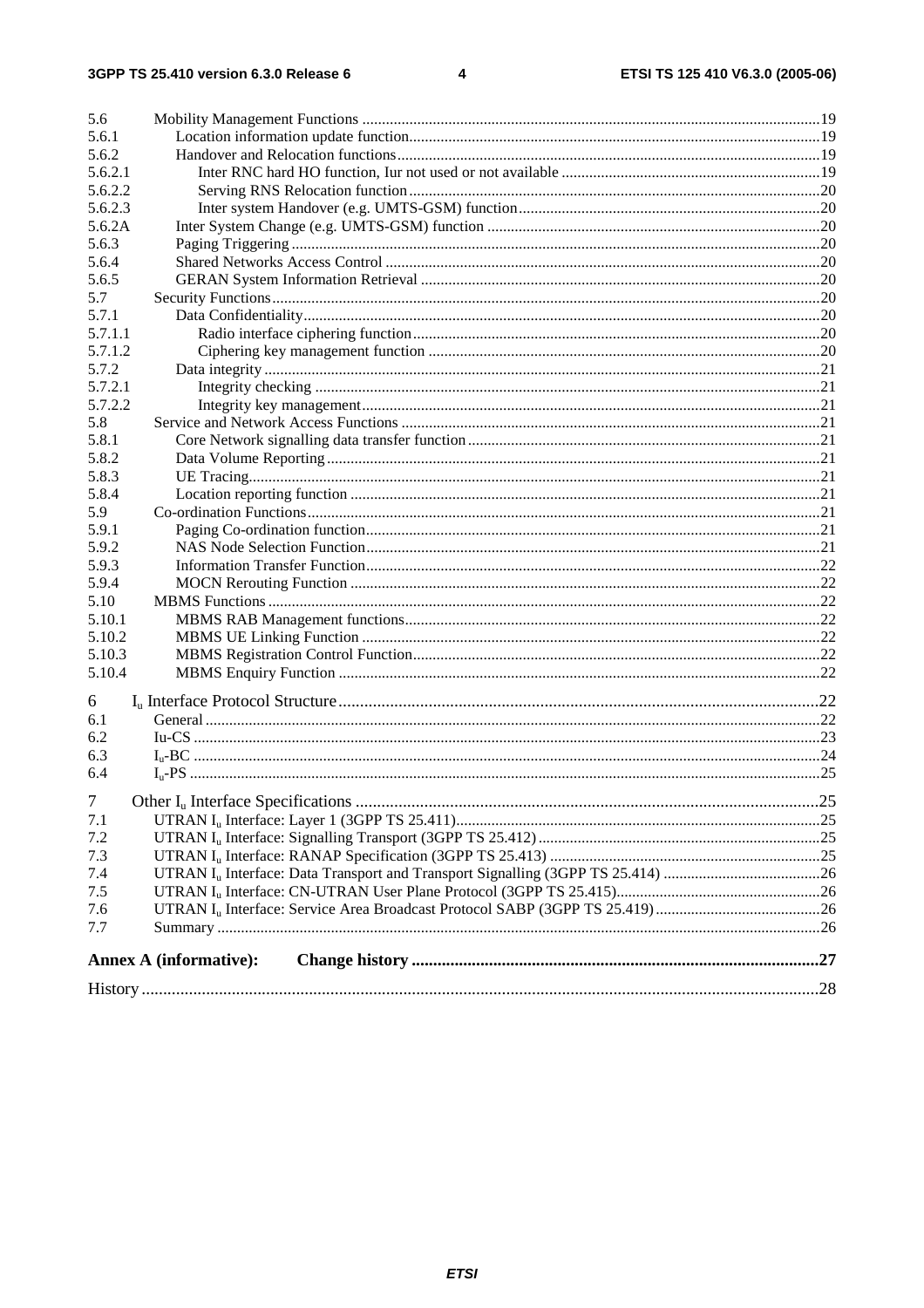| | | |
|---|---|---|
| 5.6 | Mobility Management Functions | 19 |
| 5.6.1 | Location information update function | 19 |
| 5.6.2 | Handover and Relocation functions | 19 |
| 5.6.2.1 | Inter RNC hard HO function, Iur not used or not available | 19 |
| 5.6.2.2 | Serving RNS Relocation function | 20 |
| 5.6.2.3 | Inter system Handover (e.g. UMTS-GSM) function | 20 |
| 5.6.2A | Inter System Change (e.g. UMTS-GSM) function | 20 |
| 5.6.3 | Paging Triggering | 20 |
| 5.6.4 | Shared Networks Access Control | 20 |
| 5.6.5 | GERAN System Information Retrieval | 20 |
| 5.7 | Security Functions | 20 |
| 5.7.1 | Data Confidentiality | 20 |
| 5.7.1.1 | Radio interface ciphering function | 20 |
| 5.7.1.2 | Ciphering key management function | 20 |
| 5.7.2 | Data integrity | 21 |
| 5.7.2.1 | Integrity checking | 21 |
| 5.7.2.2 | Integrity key management | 21 |
| 5.8 | Service and Network Access Functions | 21 |
| 5.8.1 | Core Network signalling data transfer function | 21 |
| 5.8.2 | Data Volume Reporting | 21 |
| 5.8.3 | UE Tracing | 21 |
| 5.8.4 | Location reporting function | 21 |
| 5.9 | Co-ordination Functions | 21 |
| 5.9.1 | Paging Co-ordination function | 21 |
| 5.9.2 | NAS Node Selection Function | 21 |
| 5.9.3 | Information Transfer Function | 22 |
| 5.9.4 | MOCN Rerouting Function | 22 |
| 5.10 | MBMS Functions | 22 |
| 5.10.1 | MBMS RAB Management functions | 22 |
| 5.10.2 | MBMS UE Linking Function | 22 |
| 5.10.3 | MBMS Registration Control Function | 22 |
| 5.10.4 | MBMS Enquiry Function | 22 |
| 6 | $I_u$ Interface Protocol Structure | 22 |
| 6.1 | General | 22 |
| 6.2 | Iu-CS | 23 |
| 6.3 | $I_u$-BC | 24 |
| 6.4 | $I_u$-PS | 25 |
| 7 | Other $I_u$ Interface Specifications | 25 |
| 7.1 | UTRAN $I_u$ Interface: Layer 1 (3GPP TS 25.411) | 25 |
| 7.2 | UTRAN $I_u$ Interface: Signalling Transport (3GPP TS 25.412) | 25 |
| 7.3 | UTRAN $I_u$ Interface: RANAP Specification (3GPP TS 25.413) | 25 |
| 7.4 | UTRAN $I_u$ Interface: Data Transport and Transport Signalling (3GPP TS 25.414) | 26 |
| 7.5 | UTRAN $I_u$ Interface: CN-UTRAN User Plane Protocol (3GPP TS 25.415) | 26 |
| 7.6 | UTRAN $I_u$ Interface: Service Area Broadcast Protocol SABP (3GPP TS 25.419) | 26 |
| 7.7 | Summary | 26 |
| **Annex A (informative):** | **Change history** | **27** |
| History | | 28 |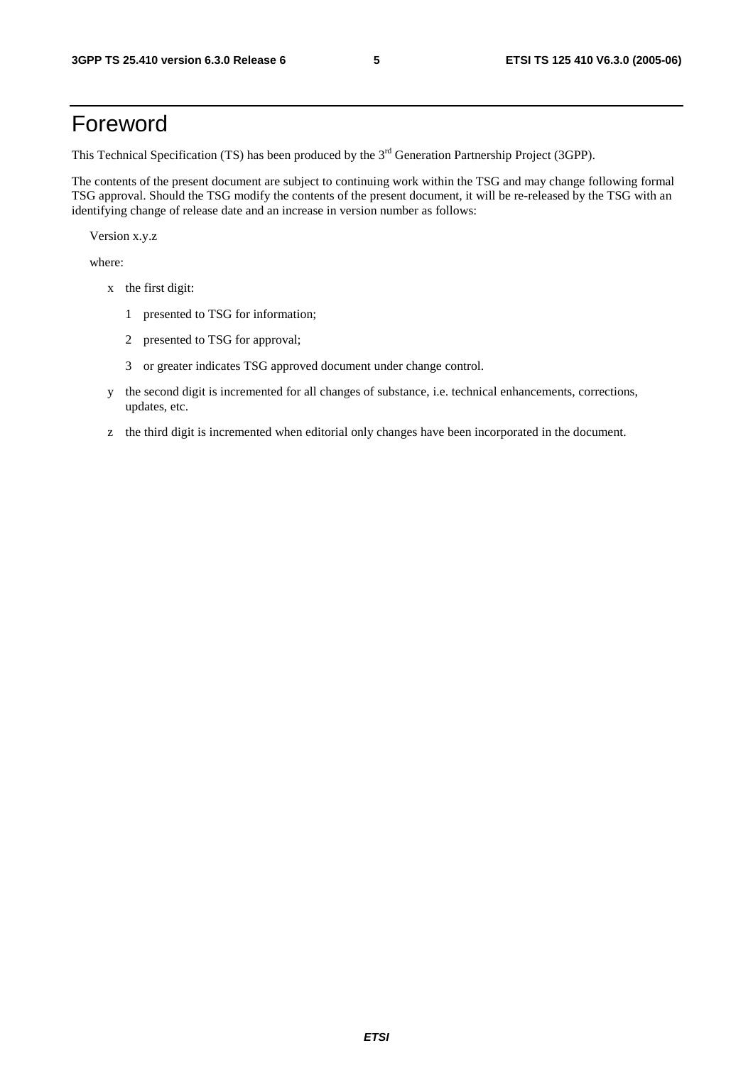# Foreword

This Technical Specification (TS) has been produced by the 3rd Generation Partnership Project (3GPP).

The contents of the present document are subject to continuing work within the TSG and may change following formal TSG approval. Should the TSG modify the contents of the present document, it will be re-released by the TSG with an identifying change of release date and an increase in version number as follows:

Version x.y.z

where:

- x the first digit:
  - 1 presented to TSG for information;
  - 2 presented to TSG for approval;
  - 3 or greater indicates TSG approved document under change control.
- y the second digit is incremented for all changes of substance, i.e. technical enhancements, corrections, updates, etc.
- z the third digit is incremented when editorial only changes have been incorporated in the document.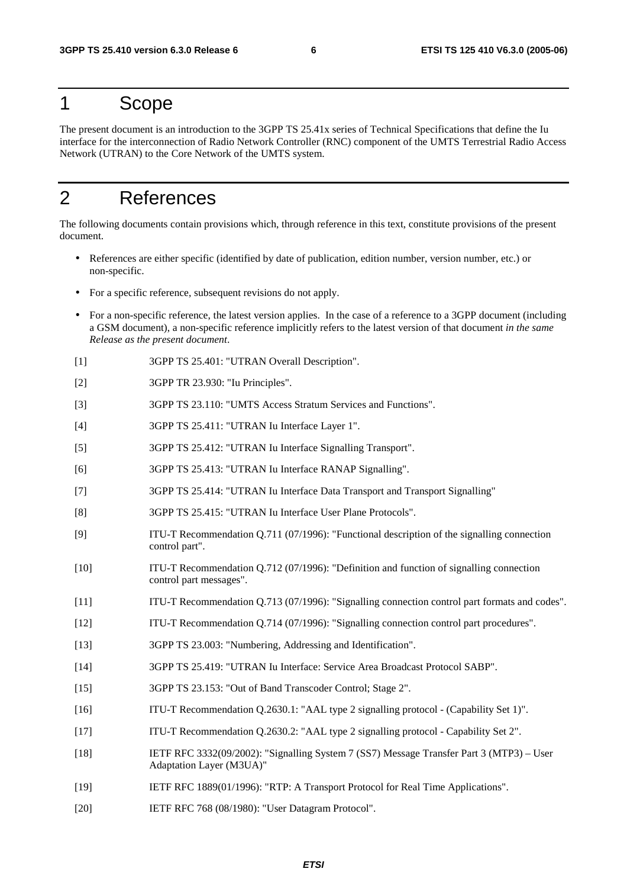# 1 Scope

The present document is an introduction to the 3GPP TS 25.41x series of Technical Specifications that define the Iu interface for the interconnection of Radio Network Controller (RNC) component of the UMTS Terrestrial Radio Access Network (UTRAN) to the Core Network of the UMTS system.

# 2 References

The following documents contain provisions which, through reference in this text, constitute provisions of the present document.

- References are either specific (identified by date of publication, edition number, version number, etc.) or non-specific.
- For a specific reference, subsequent revisions do not apply.
- For a non-specific reference, the latest version applies. In the case of a reference to a 3GPP document (including a GSM document), a non-specific reference implicitly refers to the latest version of that document *in the same Release as the present document*.

[1] 3GPP TS 25.401: "UTRAN Overall Description".

[2] 3GPP TR 23.930: "Iu Principles".

[3] 3GPP TS 23.110: "UMTS Access Stratum Services and Functions".

[4] 3GPP TS 25.411: "UTRAN Iu Interface Layer 1".

[5] 3GPP TS 25.412: "UTRAN Iu Interface Signalling Transport".

[6] 3GPP TS 25.413: "UTRAN Iu Interface RANAP Signalling".

[7] 3GPP TS 25.414: "UTRAN Iu Interface Data Transport and Transport Signalling"

[8] 3GPP TS 25.415: "UTRAN Iu Interface User Plane Protocols".

[9] ITU-T Recommendation Q.711 (07/1996): "Functional description of the signalling connection control part".

[10] ITU-T Recommendation Q.712 (07/1996): "Definition and function of signalling connection control part messages".

[11] ITU-T Recommendation Q.713 (07/1996): "Signalling connection control part formats and codes".

[12] ITU-T Recommendation Q.714 (07/1996): "Signalling connection control part procedures".

[13] 3GPP TS 23.003: "Numbering, Addressing and Identification".

[14] 3GPP TS 25.419: "UTRAN Iu Interface: Service Area Broadcast Protocol SABP".

[15] 3GPP TS 23.153: "Out of Band Transcoder Control; Stage 2".

[16] ITU-T Recommendation Q.2630.1: "AAL type 2 signalling protocol - (Capability Set 1)".

[17] ITU-T Recommendation Q.2630.2: "AAL type 2 signalling protocol - Capability Set 2".

[18] IETF RFC 3332(09/2002): "Signalling System 7 (SS7) Message Transfer Part 3 (MTP3) – User Adaptation Layer (M3UA)"

[19] IETF RFC 1889(01/1996): "RTP: A Transport Protocol for Real Time Applications".

[20] IETF RFC 768 (08/1980): "User Datagram Protocol".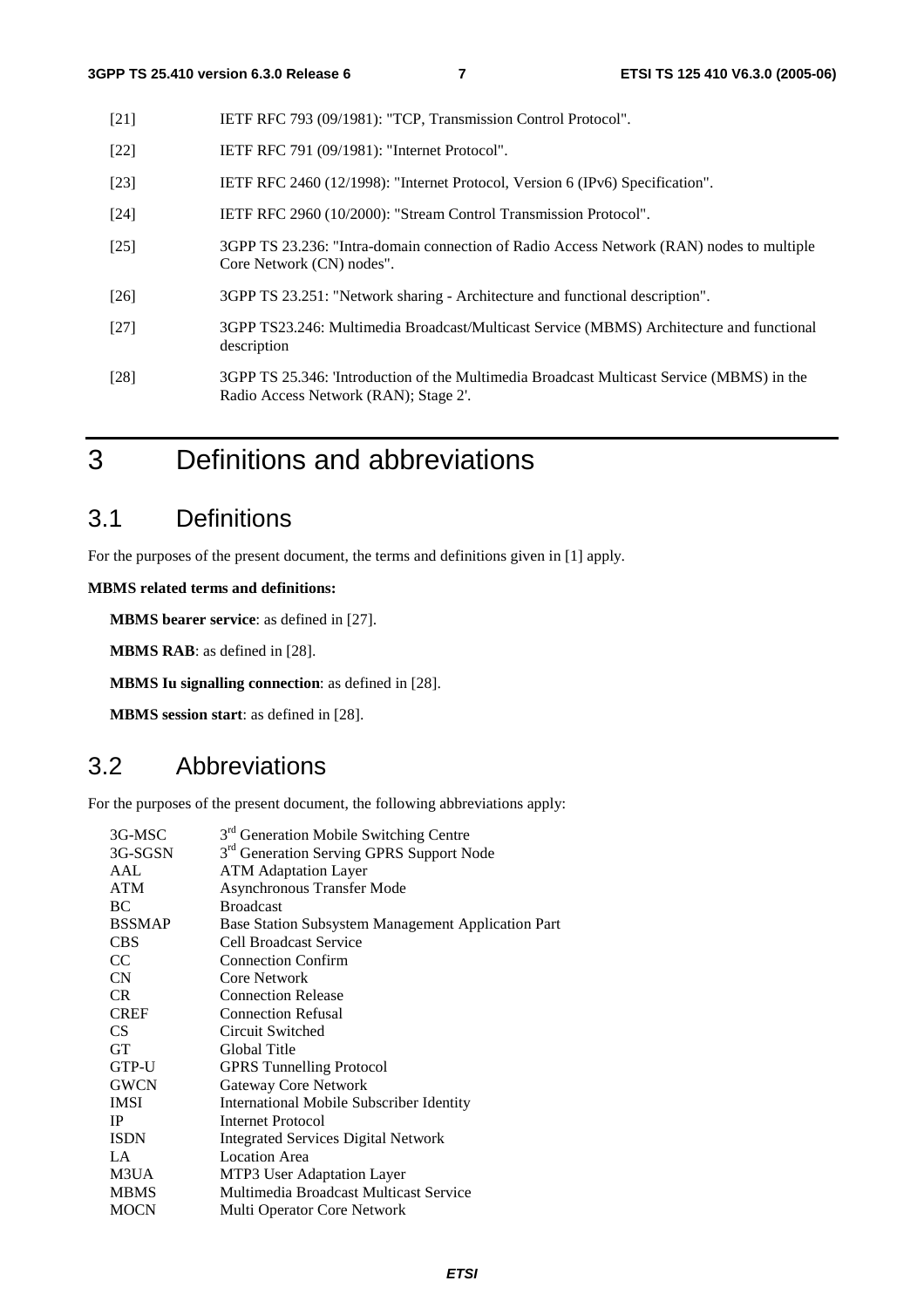[21] IETF RFC 793 (09/1981): "TCP, Transmission Control Protocol".

[22] IETF RFC 791 (09/1981): "Internet Protocol".

[23] IETF RFC 2460 (12/1998): "Internet Protocol, Version 6 (IPv6) Specification".

[24] IETF RFC 2960 (10/2000): "Stream Control Transmission Protocol".

[25] 3GPP TS 23.236: "Intra-domain connection of Radio Access Network (RAN) nodes to multiple Core Network (CN) nodes".

[26] 3GPP TS 23.251: "Network sharing - Architecture and functional description".

[27] 3GPP TS23.246: Multimedia Broadcast/Multicast Service (MBMS) Architecture and functional description

[28] 3GPP TS 25.346: 'Introduction of the Multimedia Broadcast Multicast Service (MBMS) in the Radio Access Network (RAN); Stage 2'.

# 3 Definitions and abbreviations

## 3.1 Definitions

For the purposes of the present document, the terms and definitions given in [1] apply.

**MBMS related terms and definitions:**

**MBMS bearer service**: as defined in [27].

**MBMS RAB**: as defined in [28].

**MBMS Iu signalling connection**: as defined in [28].

**MBMS session start**: as defined in [28].

## 3.2 Abbreviations

For the purposes of the present document, the following abbreviations apply:

| | |
|---|---|
| 3G-MSC | 3rd Generation Mobile Switching Centre |
| 3G-SGSN | 3rd Generation Serving GPRS Support Node |
| AAL | ATM Adaptation Layer |
| ATM | Asynchronous Transfer Mode |
| BC | Broadcast |
| BSSMAP | Base Station Subsystem Management Application Part |
| CBS | Cell Broadcast Service |
| CC | Connection Confirm |
| CN | Core Network |
| CR | Connection Release |
| CREF | Connection Refusal |
| CS | Circuit Switched |
| GT | Global Title |
| GTP-U | GPRS Tunnelling Protocol |
| GWCN | Gateway Core Network |
| IMSI | International Mobile Subscriber Identity |
| IP | Internet Protocol |
| ISDN | Integrated Services Digital Network |
| LA | Location Area |
| M3UA | MTP3 User Adaptation Layer |
| MBMS | Multimedia Broadcast Multicast Service |
| MOCN | Multi Operator Core Network |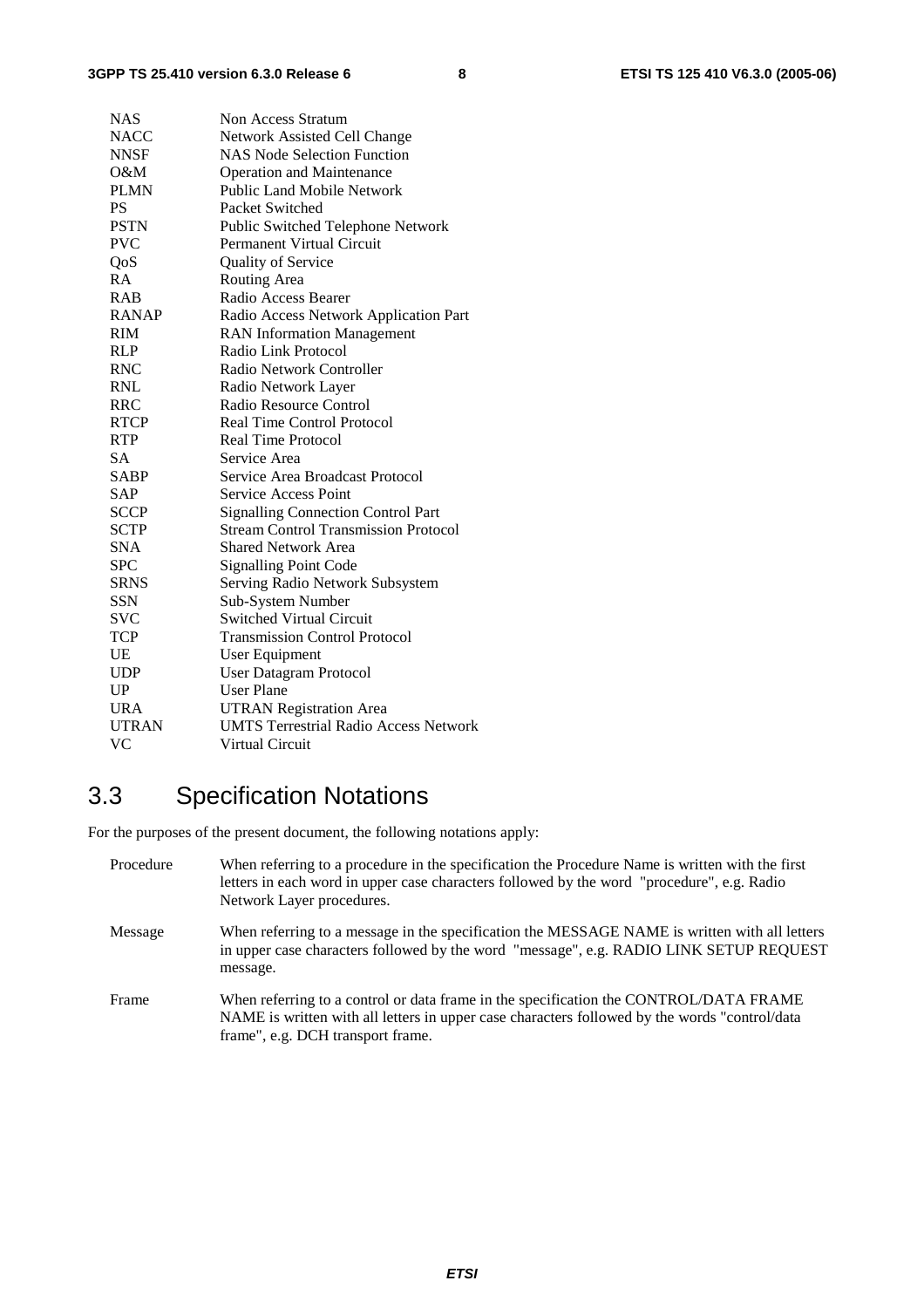| | |
|---|---|
| NAS | Non Access Stratum |
| NACC | Network Assisted Cell Change |
| NNSF | NAS Node Selection Function |
| O&M | Operation and Maintenance |
| PLMN | Public Land Mobile Network |
| PS | Packet Switched |
| PSTN | Public Switched Telephone Network |
| PVC | Permanent Virtual Circuit |
| QoS | Quality of Service |
| RA | Routing Area |
| RAB | Radio Access Bearer |
| RANAP | Radio Access Network Application Part |
| RIM | RAN Information Management |
| RLP | Radio Link Protocol |
| RNC | Radio Network Controller |
| RNL | Radio Network Layer |
| RRC | Radio Resource Control |
| RTCP | Real Time Control Protocol |
| RTP | Real Time Protocol |
| SA | Service Area |
| SABP | Service Area Broadcast Protocol |
| SAP | Service Access Point |
| SCCP | Signalling Connection Control Part |
| SCTP | Stream Control Transmission Protocol |
| SNA | Shared Network Area |
| SPC | Signalling Point Code |
| SRNS | Serving Radio Network Subsystem |
| SSN | Sub-System Number |
| SVC | Switched Virtual Circuit |
| TCP | Transmission Control Protocol |
| UE | User Equipment |
| UDP | User Datagram Protocol |
| UP | User Plane |
| URA | UTRAN Registration Area |
| UTRAN | UMTS Terrestrial Radio Access Network |
| VC | Virtual Circuit |

## 3.3 Specification Notations

For the purposes of the present document, the following notations apply:

Procedure — When referring to a procedure in the specification the Procedure Name is written with the first letters in each word in upper case characters followed by the word "procedure", e.g. Radio Network Layer procedures.

Message — When referring to a message in the specification the MESSAGE NAME is written with all letters in upper case characters followed by the word "message", e.g. RADIO LINK SETUP REQUEST message.

Frame — When referring to a control or data frame in the specification the CONTROL/DATA FRAME NAME is written with all letters in upper case characters followed by the words "control/data frame", e.g. DCH transport frame.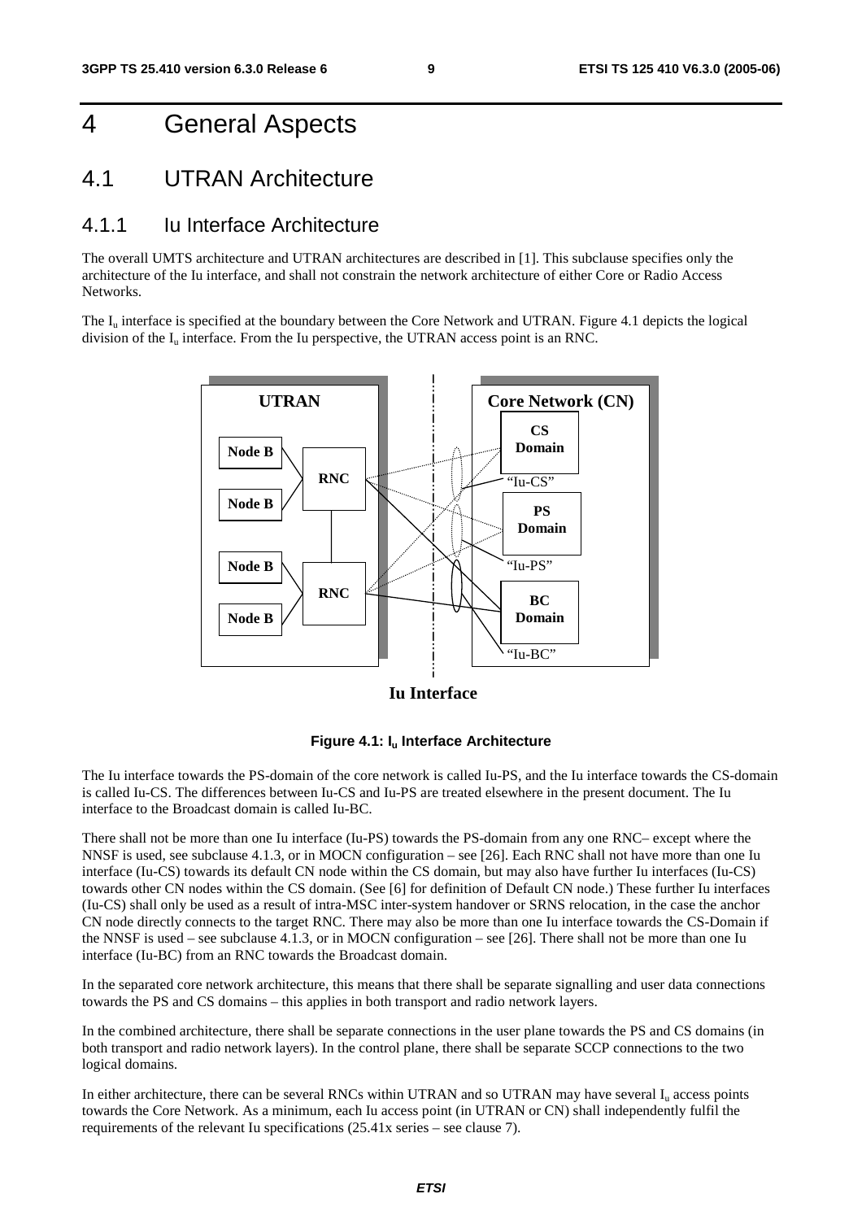# 4 General Aspects

## 4.1 UTRAN Architecture

### 4.1.1 Iu Interface Architecture

The overall UMTS architecture and UTRAN architectures are described in [1]. This subclause specifies only the architecture of the Iu interface, and shall not constrain the network architecture of either Core or Radio Access Networks.

The $I_u$ interface is specified at the boundary between the Core Network and UTRAN. Figure 4.1 depicts the logical division of the $I_u$ interface. From the Iu perspective, the UTRAN access point is an RNC.

**Figure 4.1: $I_u$ Interface Architecture**

The Iu interface towards the PS-domain of the core network is called Iu-PS, and the Iu interface towards the CS-domain is called Iu-CS. The differences between Iu-CS and Iu-PS are treated elsewhere in the present document. The Iu interface to the Broadcast domain is called Iu-BC.

There shall not be more than one Iu interface (Iu-PS) towards the PS-domain from any one RNC– except where the NNSF is used, see subclause 4.1.3, or in MOCN configuration – see [26]. Each RNC shall not have more than one Iu interface (Iu-CS) towards its default CN node within the CS domain, but may also have further Iu interfaces (Iu-CS) towards other CN nodes within the CS domain. (See [6] for definition of Default CN node.) These further Iu interfaces (Iu-CS) shall only be used as a result of intra-MSC inter-system handover or SRNS relocation, in the case the anchor CN node directly connects to the target RNC. There may also be more than one Iu interface towards the CS-Domain if the NNSF is used – see subclause 4.1.3, or in MOCN configuration – see [26]. There shall not be more than one Iu interface (Iu-BC) from an RNC towards the Broadcast domain.

In the separated core network architecture, this means that there shall be separate signalling and user data connections towards the PS and CS domains – this applies in both transport and radio network layers.

In the combined architecture, there shall be separate connections in the user plane towards the PS and CS domains (in both transport and radio network layers). In the control plane, there shall be separate SCCP connections to the two logical domains.

In either architecture, there can be several RNCs within UTRAN and so UTRAN may have several $I_u$ access points towards the Core Network. As a minimum, each Iu access point (in UTRAN or CN) shall independently fulfil the requirements of the relevant Iu specifications (25.41x series – see clause 7).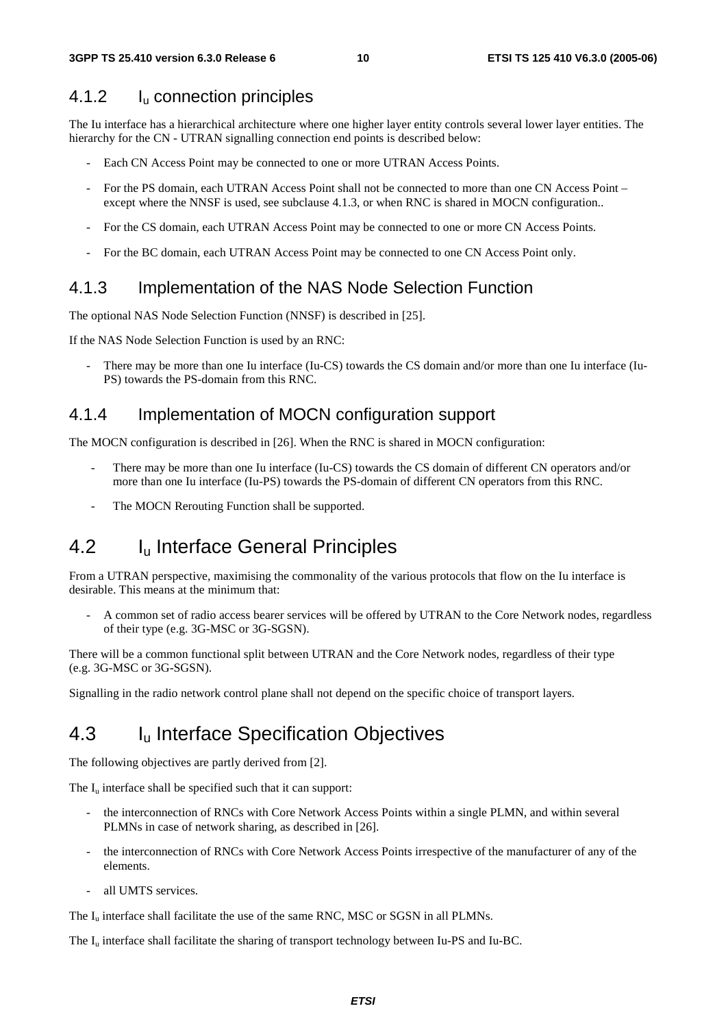### 4.1.2 $I_u$ connection principles

The Iu interface has a hierarchical architecture where one higher layer entity controls several lower layer entities. The hierarchy for the CN - UTRAN signalling connection end points is described below:

- Each CN Access Point may be connected to one or more UTRAN Access Points.
- For the PS domain, each UTRAN Access Point shall not be connected to more than one CN Access Point – except where the NNSF is used, see subclause 4.1.3, or when RNC is shared in MOCN configuration..
- For the CS domain, each UTRAN Access Point may be connected to one or more CN Access Points.
- For the BC domain, each UTRAN Access Point may be connected to one CN Access Point only.

### 4.1.3 Implementation of the NAS Node Selection Function

The optional NAS Node Selection Function (NNSF) is described in [25].

If the NAS Node Selection Function is used by an RNC:

- There may be more than one Iu interface (Iu-CS) towards the CS domain and/or more than one Iu interface (Iu-PS) towards the PS-domain from this RNC.

### 4.1.4 Implementation of MOCN configuration support

The MOCN configuration is described in [26]. When the RNC is shared in MOCN configuration:

- There may be more than one Iu interface (Iu-CS) towards the CS domain of different CN operators and/or more than one Iu interface (Iu-PS) towards the PS-domain of different CN operators from this RNC.
- The MOCN Rerouting Function shall be supported.

## 4.2 $I_u$ Interface General Principles

From a UTRAN perspective, maximising the commonality of the various protocols that flow on the Iu interface is desirable. This means at the minimum that:

- A common set of radio access bearer services will be offered by UTRAN to the Core Network nodes, regardless of their type (e.g. 3G-MSC or 3G-SGSN).

There will be a common functional split between UTRAN and the Core Network nodes, regardless of their type (e.g. 3G-MSC or 3G-SGSN).

Signalling in the radio network control plane shall not depend on the specific choice of transport layers.

## 4.3 $I_u$ Interface Specification Objectives

The following objectives are partly derived from [2].

The $I_u$ interface shall be specified such that it can support:

- the interconnection of RNCs with Core Network Access Points within a single PLMN, and within several PLMNs in case of network sharing, as described in [26].
- the interconnection of RNCs with Core Network Access Points irrespective of the manufacturer of any of the elements.
- all UMTS services.

The $I_u$ interface shall facilitate the use of the same RNC, MSC or SGSN in all PLMNs.

The $I_u$ interface shall facilitate the sharing of transport technology between Iu-PS and Iu-BC.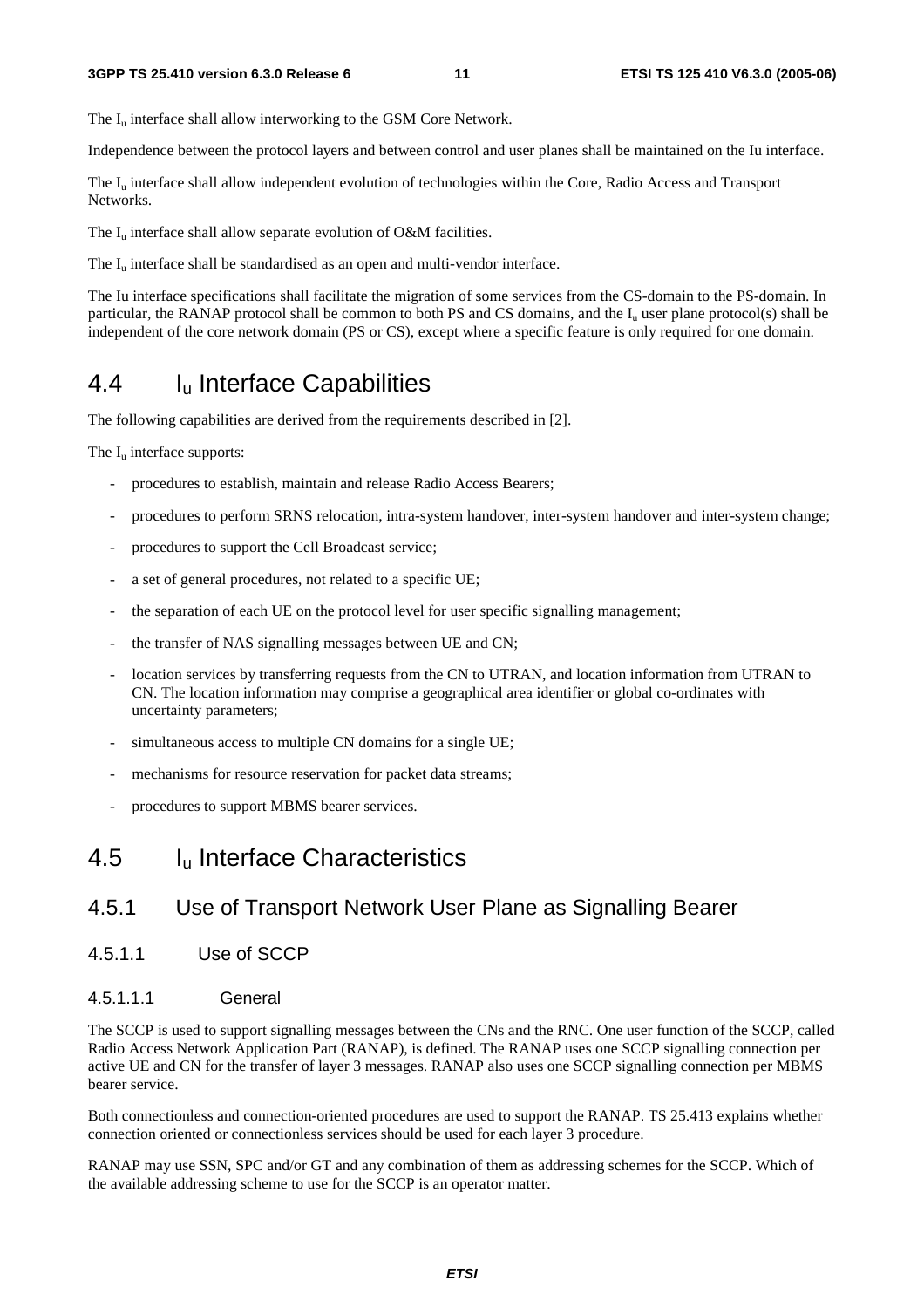The $I_u$ interface shall allow interworking to the GSM Core Network.

Independence between the protocol layers and between control and user planes shall be maintained on the Iu interface.

The $I_u$ interface shall allow independent evolution of technologies within the Core, Radio Access and Transport Networks.

The $I_u$ interface shall allow separate evolution of O&M facilities.

The $I_u$ interface shall be standardised as an open and multi-vendor interface.

The Iu interface specifications shall facilitate the migration of some services from the CS-domain to the PS-domain. In particular, the RANAP protocol shall be common to both PS and CS domains, and the $I_u$ user plane protocol(s) shall be independent of the core network domain (PS or CS), except where a specific feature is only required for one domain.

## 4.4 $I_u$ Interface Capabilities

The following capabilities are derived from the requirements described in [2].

The $I_u$ interface supports:

- procedures to establish, maintain and release Radio Access Bearers;
- procedures to perform SRNS relocation, intra-system handover, inter-system handover and inter-system change;
- procedures to support the Cell Broadcast service;
- a set of general procedures, not related to a specific UE;
- the separation of each UE on the protocol level for user specific signalling management;
- the transfer of NAS signalling messages between UE and CN;
- location services by transferring requests from the CN to UTRAN, and location information from UTRAN to CN. The location information may comprise a geographical area identifier or global co-ordinates with uncertainty parameters;
- simultaneous access to multiple CN domains for a single UE;
- mechanisms for resource reservation for packet data streams;
- procedures to support MBMS bearer services.

## 4.5 $I_u$ Interface Characteristics

### 4.5.1 Use of Transport Network User Plane as Signalling Bearer

#### 4.5.1.1 Use of SCCP

##### 4.5.1.1.1 General

The SCCP is used to support signalling messages between the CNs and the RNC. One user function of the SCCP, called Radio Access Network Application Part (RANAP), is defined. The RANAP uses one SCCP signalling connection per active UE and CN for the transfer of layer 3 messages. RANAP also uses one SCCP signalling connection per MBMS bearer service.

Both connectionless and connection-oriented procedures are used to support the RANAP. TS 25.413 explains whether connection oriented or connectionless services should be used for each layer 3 procedure.

RANAP may use SSN, SPC and/or GT and any combination of them as addressing schemes for the SCCP. Which of the available addressing scheme to use for the SCCP is an operator matter.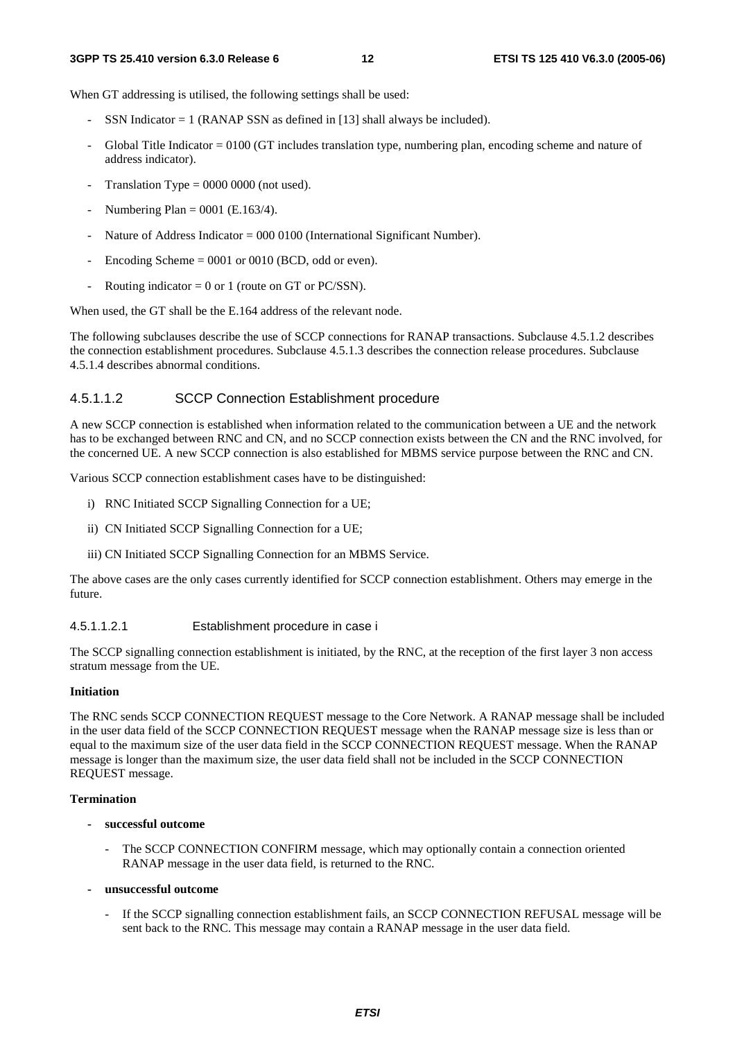When GT addressing is utilised, the following settings shall be used:

- SSN Indicator = 1 (RANAP SSN as defined in [13] shall always be included).
- Global Title Indicator = 0100 (GT includes translation type, numbering plan, encoding scheme and nature of address indicator).
- Translation Type = 0000 0000 (not used).
- Numbering Plan = 0001 (E.163/4).
- Nature of Address Indicator = 000 0100 (International Significant Number).
- Encoding Scheme = 0001 or 0010 (BCD, odd or even).
- Routing indicator = 0 or 1 (route on GT or PC/SSN).

When used, the GT shall be the E.164 address of the relevant node.

The following subclauses describe the use of SCCP connections for RANAP transactions. Subclause 4.5.1.2 describes the connection establishment procedures. Subclause 4.5.1.3 describes the connection release procedures. Subclause 4.5.1.4 describes abnormal conditions.

#### 4.5.1.1.2 SCCP Connection Establishment procedure

A new SCCP connection is established when information related to the communication between a UE and the network has to be exchanged between RNC and CN, and no SCCP connection exists between the CN and the RNC involved, for the concerned UE. A new SCCP connection is also established for MBMS service purpose between the RNC and CN.

Various SCCP connection establishment cases have to be distinguished:

i) RNC Initiated SCCP Signalling Connection for a UE;

ii) CN Initiated SCCP Signalling Connection for a UE;

iii) CN Initiated SCCP Signalling Connection for an MBMS Service.

The above cases are the only cases currently identified for SCCP connection establishment. Others may emerge in the future.

##### 4.5.1.1.2.1 Establishment procedure in case i

The SCCP signalling connection establishment is initiated, by the RNC, at the reception of the first layer 3 non access stratum message from the UE.

**Initiation**

The RNC sends SCCP CONNECTION REQUEST message to the Core Network. A RANAP message shall be included in the user data field of the SCCP CONNECTION REQUEST message when the RANAP message size is less than or equal to the maximum size of the user data field in the SCCP CONNECTION REQUEST message. When the RANAP message is longer than the maximum size, the user data field shall not be included in the SCCP CONNECTION REQUEST message.

**Termination**

- **successful outcome**
  - The SCCP CONNECTION CONFIRM message, which may optionally contain a connection oriented RANAP message in the user data field, is returned to the RNC.
- **unsuccessful outcome**
  - If the SCCP signalling connection establishment fails, an SCCP CONNECTION REFUSAL message will be sent back to the RNC. This message may contain a RANAP message in the user data field.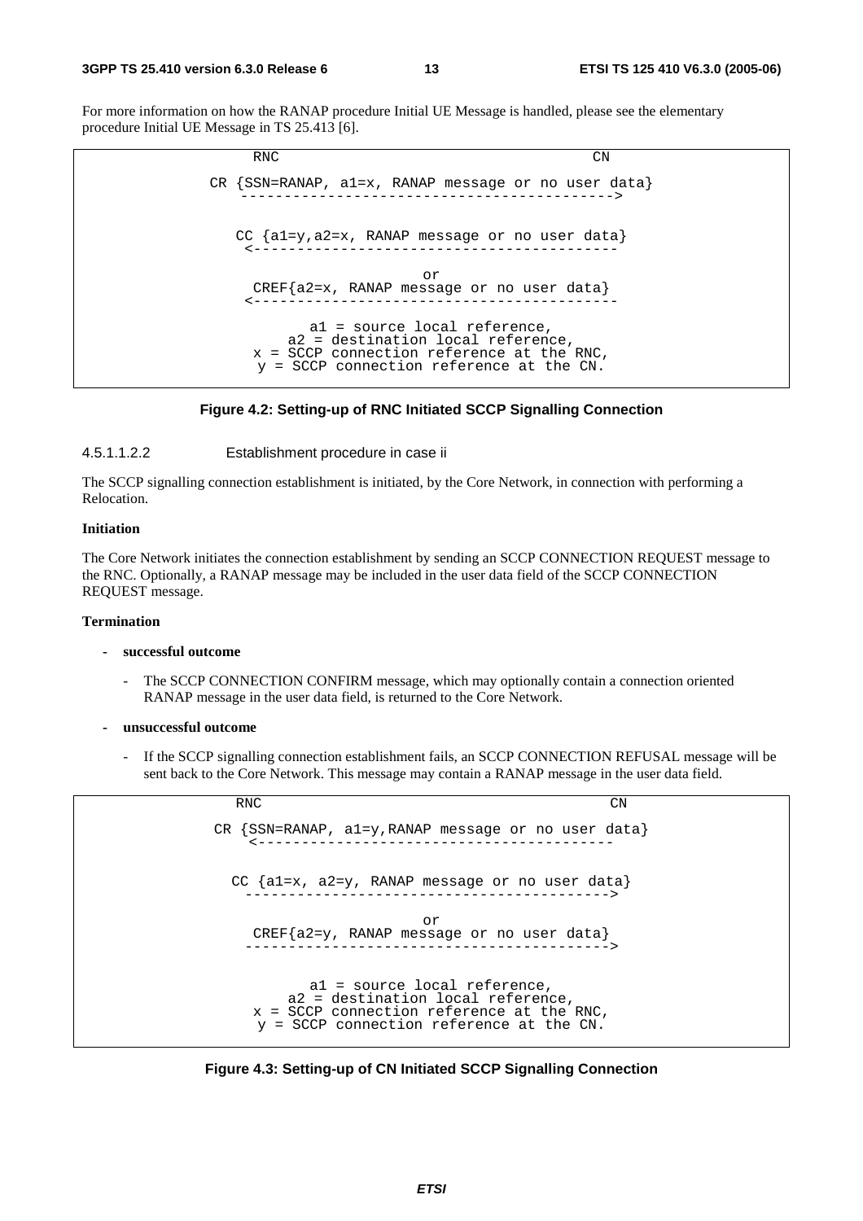For more information on how the RANAP procedure Initial UE Message is handled, please see the elementary procedure Initial UE Message in TS 25.413 [6].

```
            RNC                                        CN

     CR {SSN=RANAP, a1=x, RANAP message or no user data}
         ------------------------------------------->


         CC {a1=y,a2=x, RANAP message or no user data}
          <-----------------------------------------

                              or
           CREF{a2=x, RANAP message or no user data}
          <-----------------------------------------

                   a1 = source local reference,
                a2 = destination local reference,
            x = SCCP connection reference at the RNC,
             y = SCCP connection reference at the CN.
```

**Figure 4.2: Setting-up of RNC Initiated SCCP Signalling Connection**

4.5.1.1.2.2 Establishment procedure in case ii

The SCCP signalling connection establishment is initiated, by the Core Network, in connection with performing a Relocation.

**Initiation**

The Core Network initiates the connection establishment by sending an SCCP CONNECTION REQUEST message to the RNC. Optionally, a RANAP message may be included in the user data field of the SCCP CONNECTION REQUEST message.

**Termination**

- **successful outcome**
  - The SCCP CONNECTION CONFIRM message, which may optionally contain a connection oriented RANAP message in the user data field, is returned to the Core Network.
- **unsuccessful outcome**
  - If the SCCP signalling connection establishment fails, an SCCP CONNECTION REFUSAL message will be sent back to the Core Network. This message may contain a RANAP message in the user data field.

```
            RNC                                        CN

     CR {SSN=RANAP, a1=y,RANAP message or no user data}
         <-----------------------------------------


        CC {a1=x, a2=y, RANAP message or no user data}
         ----------------------------------------->

                              or
         CREF{a2=y, RANAP message or no user data}
         ----------------------------------------->


                   a1 = source local reference,
                a2 = destination local reference,
            x = SCCP connection reference at the RNC,
             y = SCCP connection reference at the CN.
```

**Figure 4.3: Setting-up of CN Initiated SCCP Signalling Connection**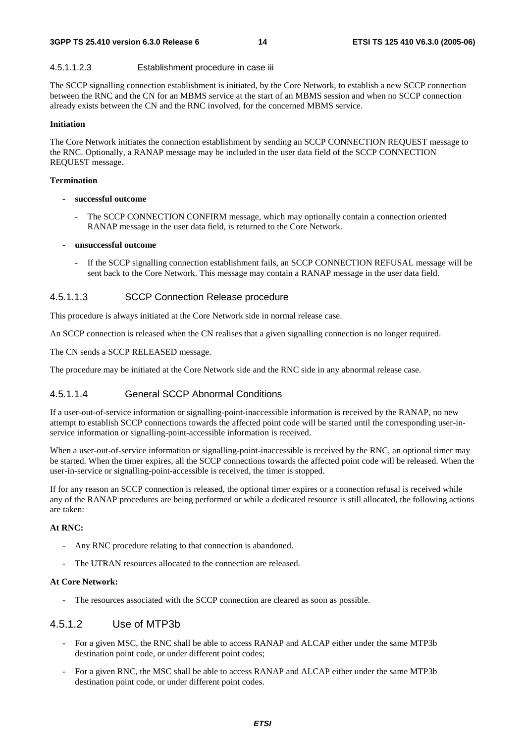#### 4.5.1.1.2.3 Establishment procedure in case iii

The SCCP signalling connection establishment is initiated, by the Core Network, to establish a new SCCP connection between the RNC and the CN for an MBMS service at the start of an MBMS session and when no SCCP connection already exists between the CN and the RNC involved, for the concerned MBMS service.

**Initiation**

The Core Network initiates the connection establishment by sending an SCCP CONNECTION REQUEST message to the RNC. Optionally, a RANAP message may be included in the user data field of the SCCP CONNECTION REQUEST message.

**Termination**

- **successful outcome**
  - The SCCP CONNECTION CONFIRM message, which may optionally contain a connection oriented RANAP message in the user data field, is returned to the Core Network.
- **unsuccessful outcome**
  - If the SCCP signalling connection establishment fails, an SCCP CONNECTION REFUSAL message will be sent back to the Core Network. This message may contain a RANAP message in the user data field.

#### 4.5.1.1.3 SCCP Connection Release procedure

This procedure is always initiated at the Core Network side in normal release case.

An SCCP connection is released when the CN realises that a given signalling connection is no longer required.

The CN sends a SCCP RELEASED message.

The procedure may be initiated at the Core Network side and the RNC side in any abnormal release case.

#### 4.5.1.1.4 General SCCP Abnormal Conditions

If a user-out-of-service information or signalling-point-inaccessible information is received by the RANAP, no new attempt to establish SCCP connections towards the affected point code will be started until the corresponding user-in-service information or signalling-point-accessible information is received.

When a user-out-of-service information or signalling-point-inaccessible is received by the RNC, an optional timer may be started. When the timer expires, all the SCCP connections towards the affected point code will be released. When the user-in-service or signalling-point-accessible is received, the timer is stopped.

If for any reason an SCCP connection is released, the optional timer expires or a connection refusal is received while any of the RANAP procedures are being performed or while a dedicated resource is still allocated, the following actions are taken:

**At RNC:**

- Any RNC procedure relating to that connection is abandoned.
- The UTRAN resources allocated to the connection are released.

**At Core Network:**

- The resources associated with the SCCP connection are cleared as soon as possible.

### 4.5.1.2 Use of MTP3b

- For a given MSC, the RNC shall be able to access RANAP and ALCAP either under the same MTP3b destination point code, or under different point codes;
- For a given RNC, the MSC shall be able to access RANAP and ALCAP either under the same MTP3b destination point code, or under different point codes.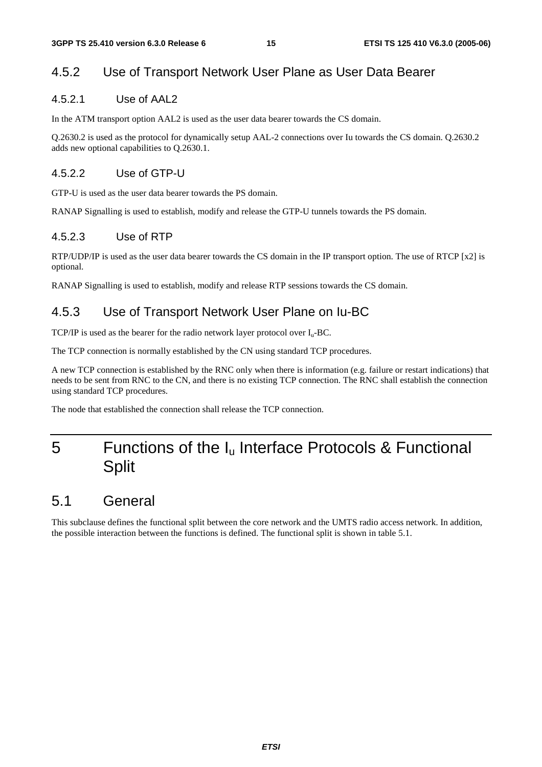### 4.5.2 Use of Transport Network User Plane as User Data Bearer

#### 4.5.2.1 Use of AAL2

In the ATM transport option AAL2 is used as the user data bearer towards the CS domain.

Q.2630.2 is used as the protocol for dynamically setup AAL-2 connections over Iu towards the CS domain. Q.2630.2 adds new optional capabilities to Q.2630.1.

#### 4.5.2.2 Use of GTP-U

GTP-U is used as the user data bearer towards the PS domain.

RANAP Signalling is used to establish, modify and release the GTP-U tunnels towards the PS domain.

#### 4.5.2.3 Use of RTP

RTP/UDP/IP is used as the user data bearer towards the CS domain in the IP transport option. The use of RTCP [x2] is optional.

RANAP Signalling is used to establish, modify and release RTP sessions towards the CS domain.

### 4.5.3 Use of Transport Network User Plane on Iu-BC

TCP/IP is used as the bearer for the radio network layer protocol over $I_u$-BC.

The TCP connection is normally established by the CN using standard TCP procedures.

A new TCP connection is established by the RNC only when there is information (e.g. failure or restart indications) that needs to be sent from RNC to the CN, and there is no existing TCP connection. The RNC shall establish the connection using standard TCP procedures.

The node that established the connection shall release the TCP connection.

# 5 Functions of the $I_u$ Interface Protocols & Functional Split

## 5.1 General

This subclause defines the functional split between the core network and the UMTS radio access network. In addition, the possible interaction between the functions is defined. The functional split is shown in table 5.1.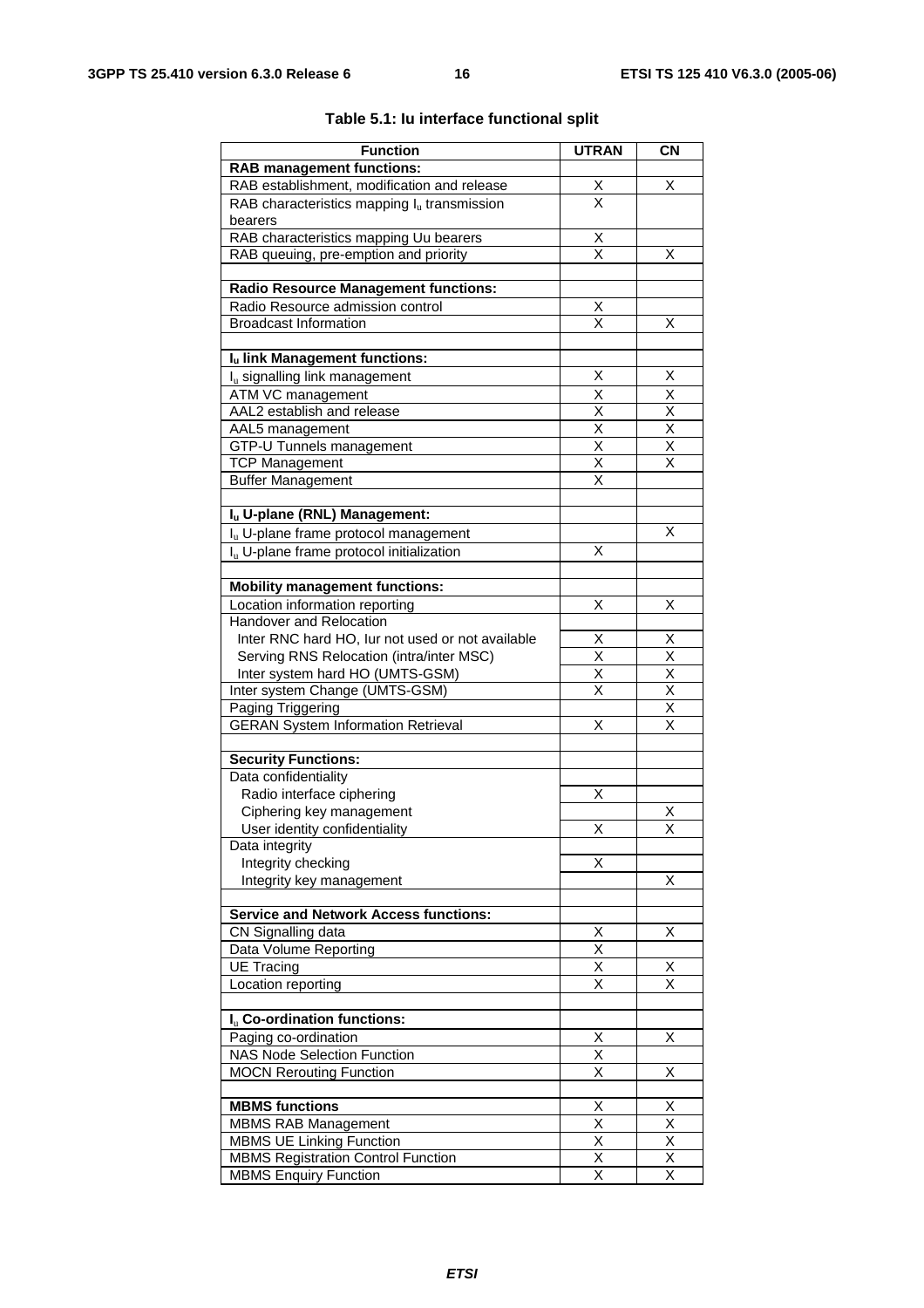**Table 5.1: Iu interface functional split**

| Function | UTRAN | CN |
|---|---|---|
| **RAB management functions:** | | |
| RAB establishment, modification and release | X | X |
| RAB characteristics mapping $I_u$ transmission bearers | X | |
| RAB characteristics mapping Uu bearers | X | |
| RAB queuing, pre-emption and priority | X | X |
| | | |
| **Radio Resource Management functions:** | | |
| Radio Resource admission control | X | |
| Broadcast Information | X | X |
| | | |
| **$I_u$ link Management functions:** | | |
| $I_u$ signalling link management | X | X |
| ATM VC management | X | X |
| AAL2 establish and release | X | X |
| AAL5 management | X | X |
| GTP-U Tunnels management | X | X |
| TCP Management | X | X |
| Buffer Management | X | |
| | | |
| **$I_u$ U-plane (RNL) Management:** | | |
| $I_u$ U-plane frame protocol management | | X |
| $I_u$ U-plane frame protocol initialization | X | |
| | | |
| **Mobility management functions:** | | |
| Location information reporting | X | X |
| Handover and Relocation | | |
| Inter RNC hard HO, Iur not used or not available | X | X |
| Serving RNS Relocation (intra/inter MSC) | X | X |
| Inter system hard HO (UMTS-GSM) | X | X |
| Inter system Change (UMTS-GSM) | X | X |
| Paging Triggering | | X |
| GERAN System Information Retrieval | X | X |
| | | |
| **Security Functions:** | | |
| Data confidentiality | | |
| Radio interface ciphering | X | |
| Ciphering key management | | X |
| User identity confidentiality | X | X |
| Data integrity | | |
| Integrity checking | X | |
| Integrity key management | | X |
| | | |
| **Service and Network Access functions:** | | |
| CN Signalling data | X | X |
| Data Volume Reporting | X | |
| UE Tracing | X | X |
| Location reporting | X | X |
| | | |
| **$I_u$ Co-ordination functions:** | | |
| Paging co-ordination | X | X |
| NAS Node Selection Function | X | |
| MOCN Rerouting Function | X | X |
| | | |
| **MBMS functions** | X | X |
| MBMS RAB Management | X | X |
| MBMS UE Linking Function | X | X |
| MBMS Registration Control Function | X | X |
| MBMS Enquiry Function | X | X |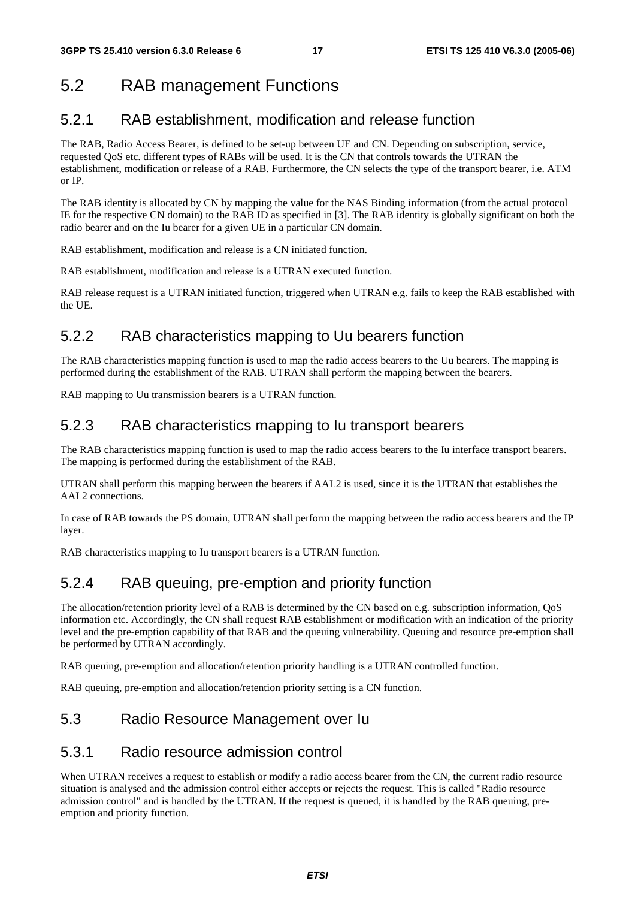## 5.2 RAB management Functions

### 5.2.1 RAB establishment, modification and release function

The RAB, Radio Access Bearer, is defined to be set-up between UE and CN. Depending on subscription, service, requested QoS etc. different types of RABs will be used. It is the CN that controls towards the UTRAN the establishment, modification or release of a RAB. Furthermore, the CN selects the type of the transport bearer, i.e. ATM or IP.

The RAB identity is allocated by CN by mapping the value for the NAS Binding information (from the actual protocol IE for the respective CN domain) to the RAB ID as specified in [3]. The RAB identity is globally significant on both the radio bearer and on the Iu bearer for a given UE in a particular CN domain.

RAB establishment, modification and release is a CN initiated function.

RAB establishment, modification and release is a UTRAN executed function.

RAB release request is a UTRAN initiated function, triggered when UTRAN e.g. fails to keep the RAB established with the UE.

### 5.2.2 RAB characteristics mapping to Uu bearers function

The RAB characteristics mapping function is used to map the radio access bearers to the Uu bearers. The mapping is performed during the establishment of the RAB. UTRAN shall perform the mapping between the bearers.

RAB mapping to Uu transmission bearers is a UTRAN function.

### 5.2.3 RAB characteristics mapping to Iu transport bearers

The RAB characteristics mapping function is used to map the radio access bearers to the Iu interface transport bearers. The mapping is performed during the establishment of the RAB.

UTRAN shall perform this mapping between the bearers if AAL2 is used, since it is the UTRAN that establishes the AAL2 connections.

In case of RAB towards the PS domain, UTRAN shall perform the mapping between the radio access bearers and the IP layer.

RAB characteristics mapping to Iu transport bearers is a UTRAN function.

### 5.2.4 RAB queuing, pre-emption and priority function

The allocation/retention priority level of a RAB is determined by the CN based on e.g. subscription information, QoS information etc. Accordingly, the CN shall request RAB establishment or modification with an indication of the priority level and the pre-emption capability of that RAB and the queuing vulnerability. Queuing and resource pre-emption shall be performed by UTRAN accordingly.

RAB queuing, pre-emption and allocation/retention priority handling is a UTRAN controlled function.

RAB queuing, pre-emption and allocation/retention priority setting is a CN function.

## 5.3 Radio Resource Management over Iu

### 5.3.1 Radio resource admission control

When UTRAN receives a request to establish or modify a radio access bearer from the CN, the current radio resource situation is analysed and the admission control either accepts or rejects the request. This is called "Radio resource admission control" and is handled by the UTRAN. If the request is queued, it is handled by the RAB queuing, pre-emption and priority function.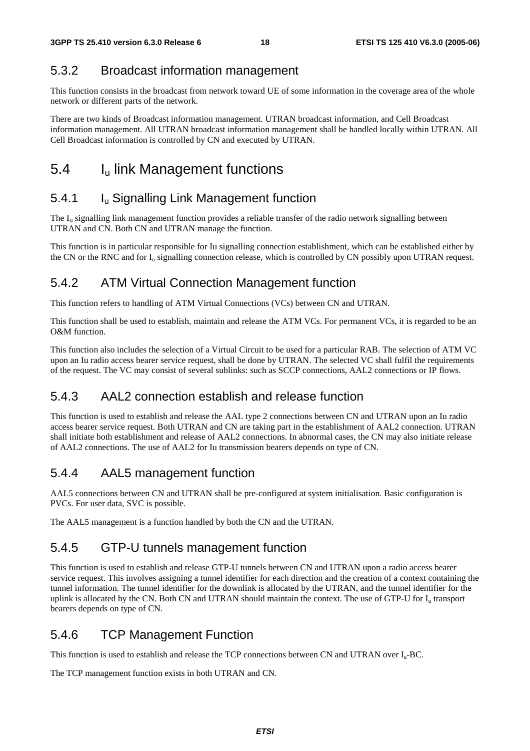### 5.3.2 Broadcast information management

This function consists in the broadcast from network toward UE of some information in the coverage area of the whole network or different parts of the network.

There are two kinds of Broadcast information management. UTRAN broadcast information, and Cell Broadcast information management. All UTRAN broadcast information management shall be handled locally within UTRAN. All Cell Broadcast information is controlled by CN and executed by UTRAN.

## 5.4 $I_u$ link Management functions

### 5.4.1 $I_u$ Signalling Link Management function

The $I_u$ signalling link management function provides a reliable transfer of the radio network signalling between UTRAN and CN. Both CN and UTRAN manage the function.

This function is in particular responsible for Iu signalling connection establishment, which can be established either by the CN or the RNC and for $I_u$ signalling connection release, which is controlled by CN possibly upon UTRAN request.

### 5.4.2 ATM Virtual Connection Management function

This function refers to handling of ATM Virtual Connections (VCs) between CN and UTRAN.

This function shall be used to establish, maintain and release the ATM VCs. For permanent VCs, it is regarded to be an O&M function.

This function also includes the selection of a Virtual Circuit to be used for a particular RAB. The selection of ATM VC upon an Iu radio access bearer service request, shall be done by UTRAN. The selected VC shall fulfil the requirements of the request. The VC may consist of several sublinks: such as SCCP connections, AAL2 connections or IP flows.

### 5.4.3 AAL2 connection establish and release function

This function is used to establish and release the AAL type 2 connections between CN and UTRAN upon an Iu radio access bearer service request. Both UTRAN and CN are taking part in the establishment of AAL2 connection. UTRAN shall initiate both establishment and release of AAL2 connections. In abnormal cases, the CN may also initiate release of AAL2 connections. The use of AAL2 for Iu transmission bearers depends on type of CN.

### 5.4.4 AAL5 management function

AAL5 connections between CN and UTRAN shall be pre-configured at system initialisation. Basic configuration is PVCs. For user data, SVC is possible.

The AAL5 management is a function handled by both the CN and the UTRAN.

### 5.4.5 GTP-U tunnels management function

This function is used to establish and release GTP-U tunnels between CN and UTRAN upon a radio access bearer service request. This involves assigning a tunnel identifier for each direction and the creation of a context containing the tunnel information. The tunnel identifier for the downlink is allocated by the UTRAN, and the tunnel identifier for the uplink is allocated by the CN. Both CN and UTRAN should maintain the context. The use of GTP-U for $I_u$ transport bearers depends on type of CN.

### 5.4.6 TCP Management Function

This function is used to establish and release the TCP connections between CN and UTRAN over $I_u$-BC.

The TCP management function exists in both UTRAN and CN.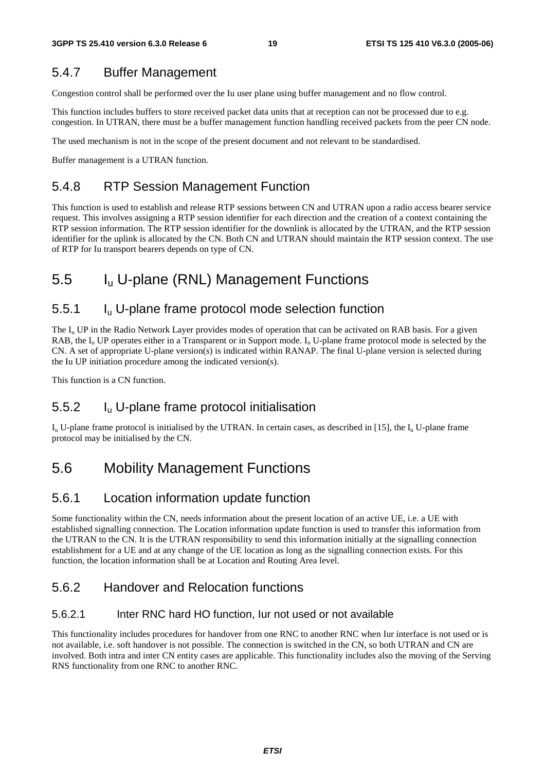### 5.4.7 Buffer Management

Congestion control shall be performed over the Iu user plane using buffer management and no flow control.

This function includes buffers to store received packet data units that at reception can not be processed due to e.g. congestion. In UTRAN, there must be a buffer management function handling received packets from the peer CN node.

The used mechanism is not in the scope of the present document and not relevant to be standardised.

Buffer management is a UTRAN function.

### 5.4.8 RTP Session Management Function

This function is used to establish and release RTP sessions between CN and UTRAN upon a radio access bearer service request. This involves assigning a RTP session identifier for each direction and the creation of a context containing the RTP session information. The RTP session identifier for the downlink is allocated by the UTRAN, and the RTP session identifier for the uplink is allocated by the CN. Both CN and UTRAN should maintain the RTP session context. The use of RTP for Iu transport bearers depends on type of CN.

## 5.5 $I_u$ U-plane (RNL) Management Functions

### 5.5.1 $I_u$ U-plane frame protocol mode selection function

The $I_u$ UP in the Radio Network Layer provides modes of operation that can be activated on RAB basis. For a given RAB, the $I_u$ UP operates either in a Transparent or in Support mode. $I_u$ U-plane frame protocol mode is selected by the CN. A set of appropriate U-plane version(s) is indicated within RANAP. The final U-plane version is selected during the Iu UP initiation procedure among the indicated version(s).

This function is a CN function.

### 5.5.2 $I_u$ U-plane frame protocol initialisation

$I_u$ U-plane frame protocol is initialised by the UTRAN. In certain cases, as described in [15], the $I_u$ U-plane frame protocol may be initialised by the CN.

## 5.6 Mobility Management Functions

### 5.6.1 Location information update function

Some functionality within the CN, needs information about the present location of an active UE, i.e. a UE with established signalling connection. The Location information update function is used to transfer this information from the UTRAN to the CN. It is the UTRAN responsibility to send this information initially at the signalling connection establishment for a UE and at any change of the UE location as long as the signalling connection exists. For this function, the location information shall be at Location and Routing Area level.

### 5.6.2 Handover and Relocation functions

#### 5.6.2.1 Inter RNC hard HO function, Iur not used or not available

This functionality includes procedures for handover from one RNC to another RNC when Iur interface is not used or is not available, i.e. soft handover is not possible. The connection is switched in the CN, so both UTRAN and CN are involved. Both intra and inter CN entity cases are applicable. This functionality includes also the moving of the Serving RNS functionality from one RNC to another RNC.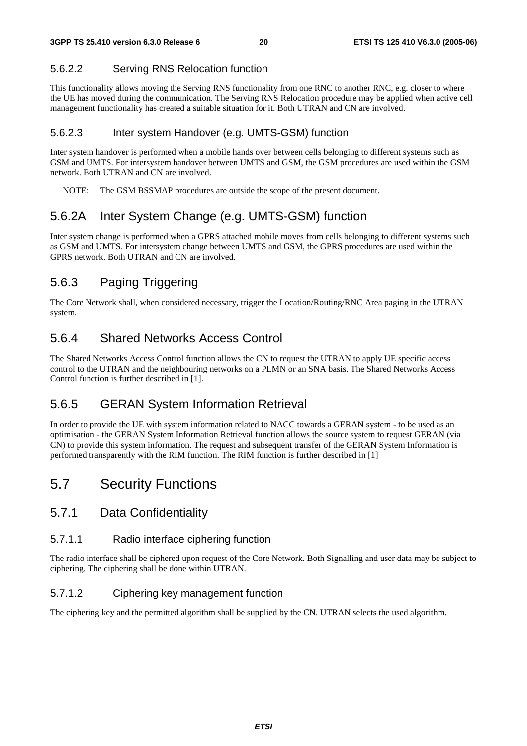#### 5.6.2.2 Serving RNS Relocation function

This functionality allows moving the Serving RNS functionality from one RNC to another RNC, e.g. closer to where the UE has moved during the communication. The Serving RNS Relocation procedure may be applied when active cell management functionality has created a suitable situation for it. Both UTRAN and CN are involved.

#### 5.6.2.3 Inter system Handover (e.g. UMTS-GSM) function

Inter system handover is performed when a mobile hands over between cells belonging to different systems such as GSM and UMTS. For intersystem handover between UMTS and GSM, the GSM procedures are used within the GSM network. Both UTRAN and CN are involved.

NOTE: The GSM BSSMAP procedures are outside the scope of the present document.

### 5.6.2A Inter System Change (e.g. UMTS-GSM) function

Inter system change is performed when a GPRS attached mobile moves from cells belonging to different systems such as GSM and UMTS. For intersystem change between UMTS and GSM, the GPRS procedures are used within the GPRS network. Both UTRAN and CN are involved.

### 5.6.3 Paging Triggering

The Core Network shall, when considered necessary, trigger the Location/Routing/RNC Area paging in the UTRAN system.

### 5.6.4 Shared Networks Access Control

The Shared Networks Access Control function allows the CN to request the UTRAN to apply UE specific access control to the UTRAN and the neighbouring networks on a PLMN or an SNA basis. The Shared Networks Access Control function is further described in [1].

### 5.6.5 GERAN System Information Retrieval

In order to provide the UE with system information related to NACC towards a GERAN system - to be used as an optimisation - the GERAN System Information Retrieval function allows the source system to request GERAN (via CN) to provide this system information. The request and subsequent transfer of the GERAN System Information is performed transparently with the RIM function. The RIM function is further described in [1]

## 5.7 Security Functions

### 5.7.1 Data Confidentiality

#### 5.7.1.1 Radio interface ciphering function

The radio interface shall be ciphered upon request of the Core Network. Both Signalling and user data may be subject to ciphering. The ciphering shall be done within UTRAN.

#### 5.7.1.2 Ciphering key management function

The ciphering key and the permitted algorithm shall be supplied by the CN. UTRAN selects the used algorithm.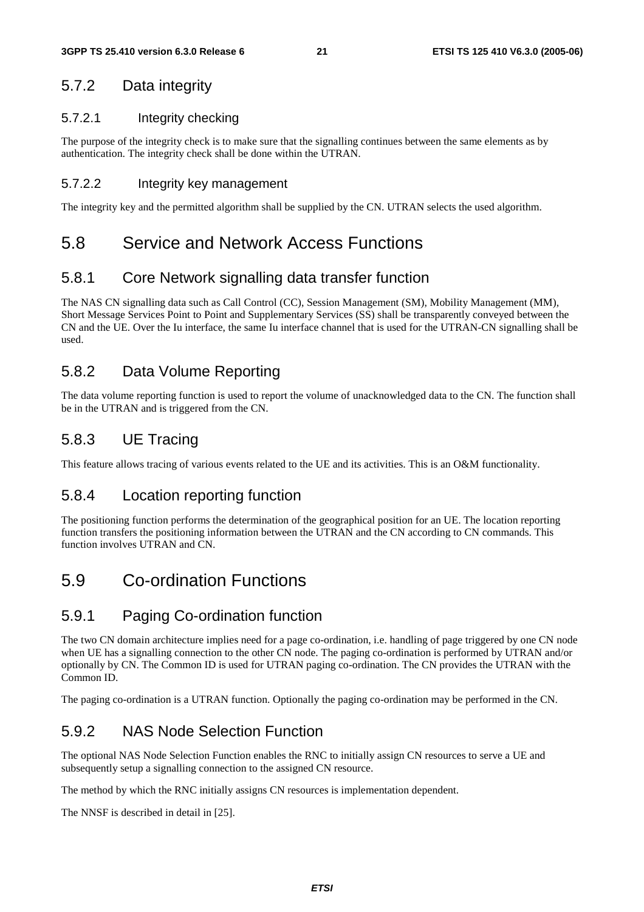### 5.7.2 Data integrity

#### 5.7.2.1 Integrity checking

The purpose of the integrity check is to make sure that the signalling continues between the same elements as by authentication. The integrity check shall be done within the UTRAN.

#### 5.7.2.2 Integrity key management

The integrity key and the permitted algorithm shall be supplied by the CN. UTRAN selects the used algorithm.

## 5.8 Service and Network Access Functions

### 5.8.1 Core Network signalling data transfer function

The NAS CN signalling data such as Call Control (CC), Session Management (SM), Mobility Management (MM), Short Message Services Point to Point and Supplementary Services (SS) shall be transparently conveyed between the CN and the UE. Over the Iu interface, the same Iu interface channel that is used for the UTRAN-CN signalling shall be used.

### 5.8.2 Data Volume Reporting

The data volume reporting function is used to report the volume of unacknowledged data to the CN. The function shall be in the UTRAN and is triggered from the CN.

### 5.8.3 UE Tracing

This feature allows tracing of various events related to the UE and its activities. This is an O&M functionality.

### 5.8.4 Location reporting function

The positioning function performs the determination of the geographical position for an UE. The location reporting function transfers the positioning information between the UTRAN and the CN according to CN commands. This function involves UTRAN and CN.

## 5.9 Co-ordination Functions

### 5.9.1 Paging Co-ordination function

The two CN domain architecture implies need for a page co-ordination, i.e. handling of page triggered by one CN node when UE has a signalling connection to the other CN node. The paging co-ordination is performed by UTRAN and/or optionally by CN. The Common ID is used for UTRAN paging co-ordination. The CN provides the UTRAN with the Common ID.

The paging co-ordination is a UTRAN function. Optionally the paging co-ordination may be performed in the CN.

### 5.9.2 NAS Node Selection Function

The optional NAS Node Selection Function enables the RNC to initially assign CN resources to serve a UE and subsequently setup a signalling connection to the assigned CN resource.

The method by which the RNC initially assigns CN resources is implementation dependent.

The NNSF is described in detail in [25].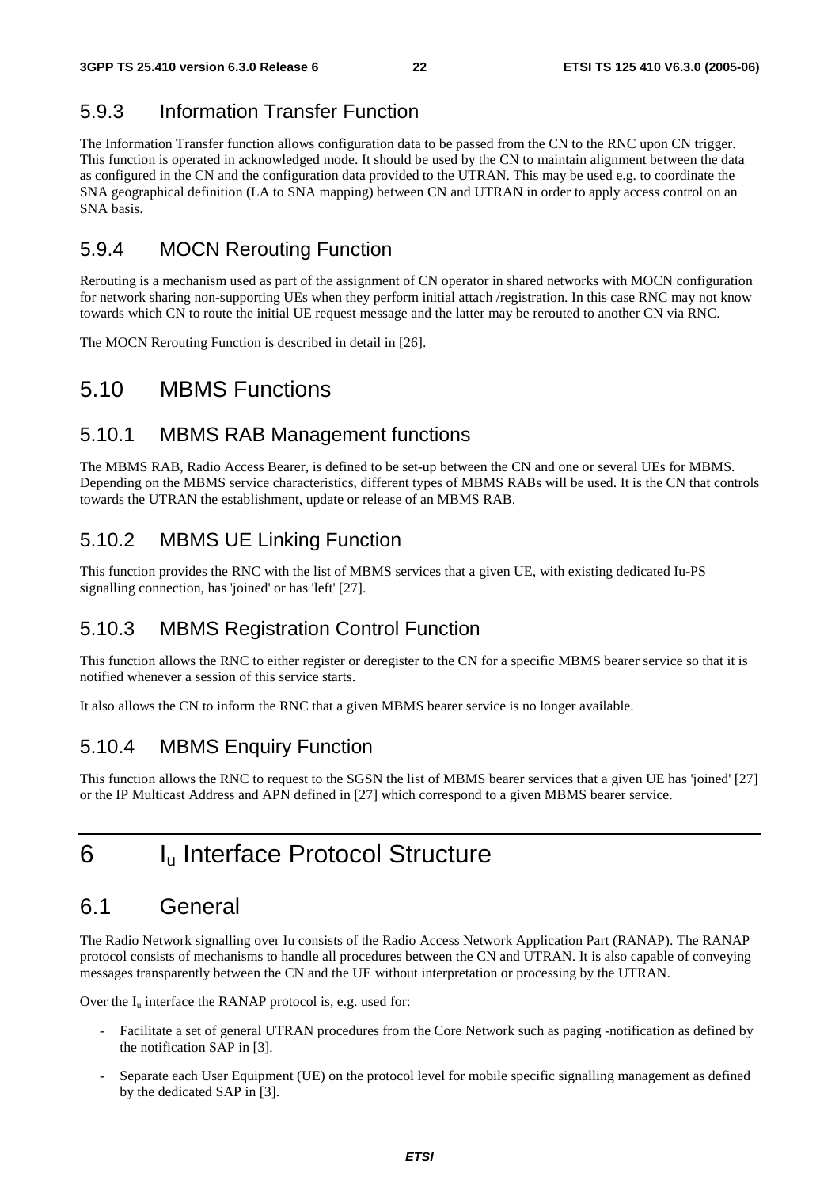### 5.9.3 Information Transfer Function

The Information Transfer function allows configuration data to be passed from the CN to the RNC upon CN trigger. This function is operated in acknowledged mode. It should be used by the CN to maintain alignment between the data as configured in the CN and the configuration data provided to the UTRAN. This may be used e.g. to coordinate the SNA geographical definition (LA to SNA mapping) between CN and UTRAN in order to apply access control on an SNA basis.

### 5.9.4 MOCN Rerouting Function

Rerouting is a mechanism used as part of the assignment of CN operator in shared networks with MOCN configuration for network sharing non-supporting UEs when they perform initial attach /registration. In this case RNC may not know towards which CN to route the initial UE request message and the latter may be rerouted to another CN via RNC.

The MOCN Rerouting Function is described in detail in [26].

## 5.10 MBMS Functions

### 5.10.1 MBMS RAB Management functions

The MBMS RAB, Radio Access Bearer, is defined to be set-up between the CN and one or several UEs for MBMS. Depending on the MBMS service characteristics, different types of MBMS RABs will be used. It is the CN that controls towards the UTRAN the establishment, update or release of an MBMS RAB.

### 5.10.2 MBMS UE Linking Function

This function provides the RNC with the list of MBMS services that a given UE, with existing dedicated Iu-PS signalling connection, has 'joined' or has 'left' [27].

### 5.10.3 MBMS Registration Control Function

This function allows the RNC to either register or deregister to the CN for a specific MBMS bearer service so that it is notified whenever a session of this service starts.

It also allows the CN to inform the RNC that a given MBMS bearer service is no longer available.

### 5.10.4 MBMS Enquiry Function

This function allows the RNC to request to the SGSN the list of MBMS bearer services that a given UE has 'joined' [27] or the IP Multicast Address and APN defined in [27] which correspond to a given MBMS bearer service.

# 6 $I_u$ Interface Protocol Structure

## 6.1 General

The Radio Network signalling over Iu consists of the Radio Access Network Application Part (RANAP). The RANAP protocol consists of mechanisms to handle all procedures between the CN and UTRAN. It is also capable of conveying messages transparently between the CN and the UE without interpretation or processing by the UTRAN.

Over the $I_u$ interface the RANAP protocol is, e.g. used for:

- Facilitate a set of general UTRAN procedures from the Core Network such as paging -notification as defined by the notification SAP in [3].
- Separate each User Equipment (UE) on the protocol level for mobile specific signalling management as defined by the dedicated SAP in [3].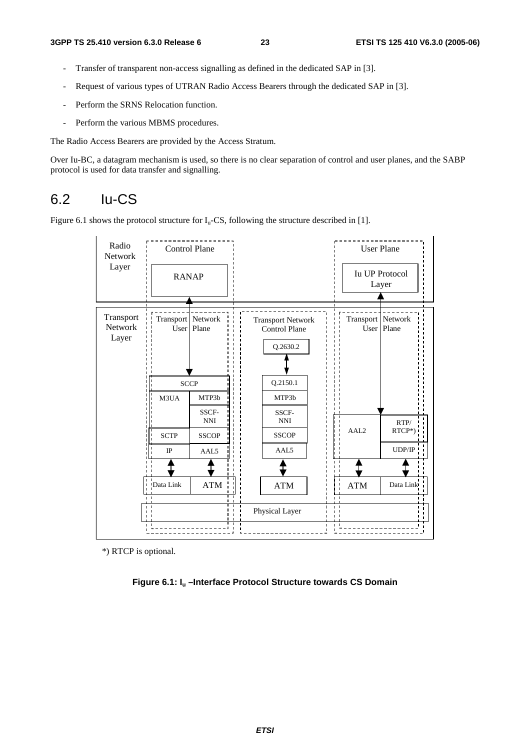- Transfer of transparent non-access signalling as defined in the dedicated SAP in [3].
- Request of various types of UTRAN Radio Access Bearers through the dedicated SAP in [3].
- Perform the SRNS Relocation function.
- Perform the various MBMS procedures.

The Radio Access Bearers are provided by the Access Stratum.

Over Iu-BC, a datagram mechanism is used, so there is no clear separation of control and user planes, and the SABP protocol is used for data transfer and signalling.

## 6.2 Iu-CS

Figure 6.1 shows the protocol structure for $I_u$-CS, following the structure described in [1].

Radio Network Layer | Control Plane | User Plane

RANAP | Iu UP Protocol Layer

Transport Network Layer | Transport Network User Plane | Transport Network Control Plane | Transport Network User Plane

Q.2630.2

SCCP | Q.2150.1

M3UA | MTP3b | MTP3b

SSCF-NNI | SSCF-NNI

SCTP | SSCOP | SSCOP | AAL2 | RTP/RTCP*)

IP | AAL5 | AAL5 | UDP/IP

Data Link | ATM | ATM | ATM | Data Link

Physical Layer

*) RTCP is optional.

**Figure 6.1: $I_u$ –Interface Protocol Structure towards CS Domain**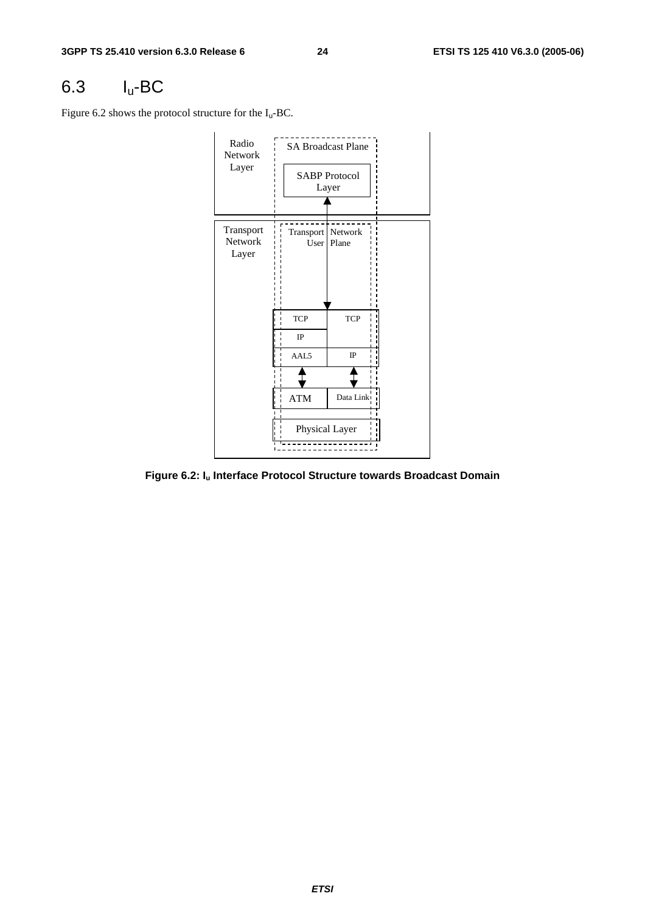## 6.3 $I_u$-BC

Figure 6.2 shows the protocol structure for the $I_u$-BC.

**Figure 6.2: $I_u$ Interface Protocol Structure towards Broadcast Domain**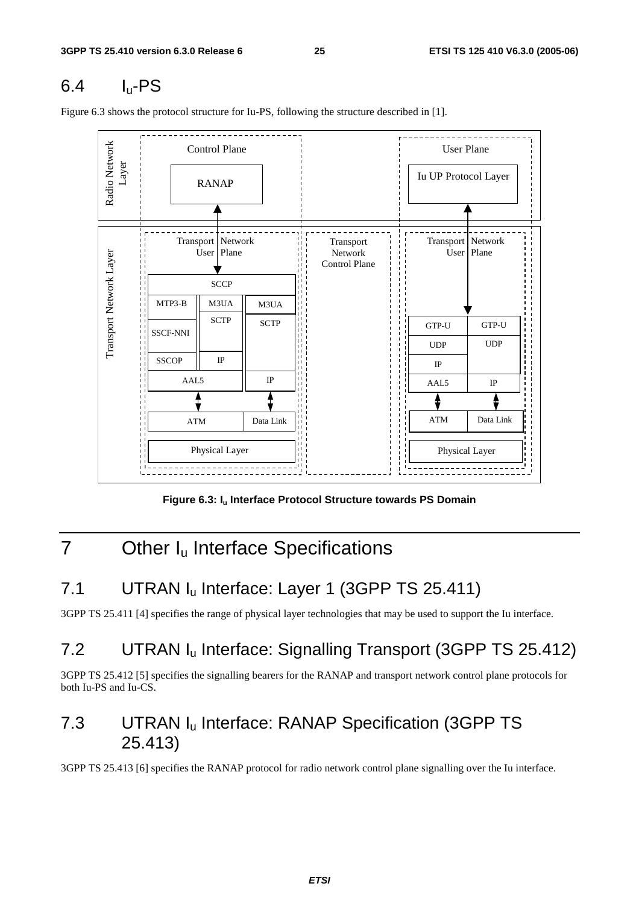## 6.4 I$_u$-PS

Figure 6.3 shows the protocol structure for Iu-PS, following the structure described in [1].

**Figure 6.3: I$_u$ Interface Protocol Structure towards PS Domain**

# 7 Other I$_u$ Interface Specifications

## 7.1 UTRAN I$_u$ Interface: Layer 1 (3GPP TS 25.411)

3GPP TS 25.411 [4] specifies the range of physical layer technologies that may be used to support the Iu interface.

## 7.2 UTRAN I$_u$ Interface: Signalling Transport (3GPP TS 25.412)

3GPP TS 25.412 [5] specifies the signalling bearers for the RANAP and transport network control plane protocols for both Iu-PS and Iu-CS.

## 7.3 UTRAN I$_u$ Interface: RANAP Specification (3GPP TS 25.413)

3GPP TS 25.413 [6] specifies the RANAP protocol for radio network control plane signalling over the Iu interface.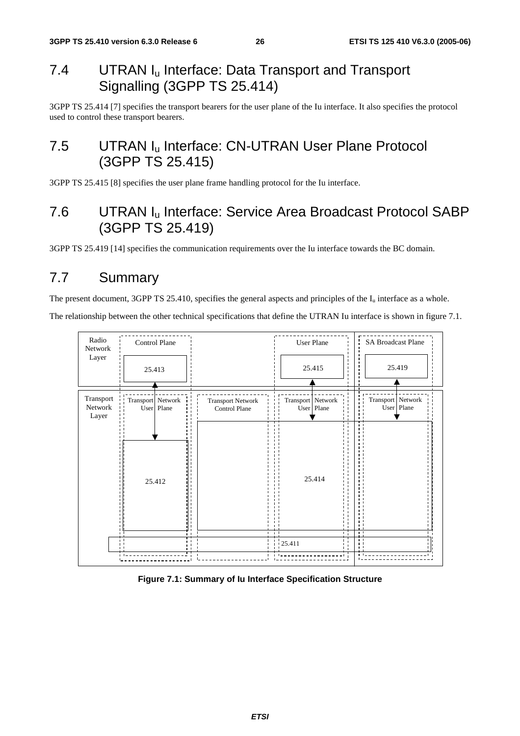## 7.4 UTRAN $I_u$ Interface: Data Transport and Transport Signalling (3GPP TS 25.414)

3GPP TS 25.414 [7] specifies the transport bearers for the user plane of the Iu interface. It also specifies the protocol used to control these transport bearers.

## 7.5 UTRAN $I_u$ Interface: CN-UTRAN User Plane Protocol (3GPP TS 25.415)

3GPP TS 25.415 [8] specifies the user plane frame handling protocol for the Iu interface.

## 7.6 UTRAN $I_u$ Interface: Service Area Broadcast Protocol SABP (3GPP TS 25.419)

3GPP TS 25.419 [14] specifies the communication requirements over the Iu interface towards the BC domain.

## 7.7 Summary

The present document, 3GPP TS 25.410, specifies the general aspects and principles of the $I_u$ interface as a whole.

The relationship between the other technical specifications that define the UTRAN Iu interface is shown in figure 7.1.

Radio Network Layer | Control Plane | User Plane | SA Broadcast Plane
25.413 | 25.415 | 25.419

Transport Network Layer | Transport Network User Plane | Transport Network Control Plane | Transport Network User Plane | Transport Network User Plane
25.412 | 25.414 | 25.411

**Figure 7.1: Summary of Iu Interface Specification Structure**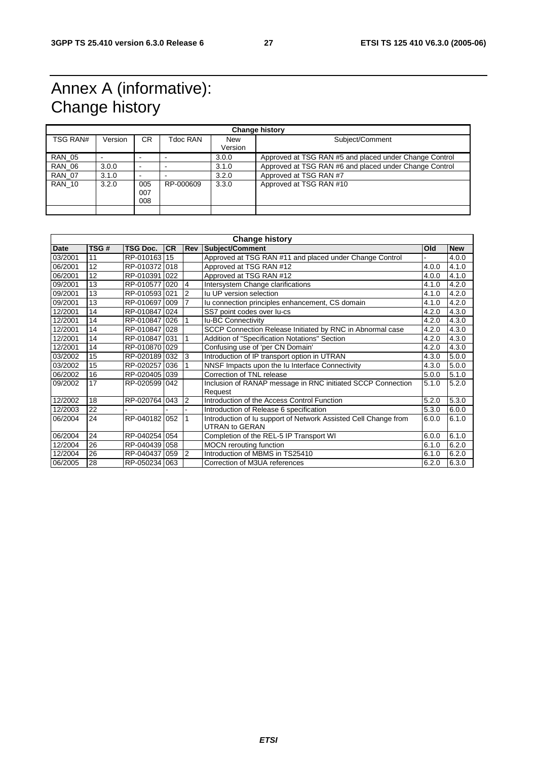# Annex A (informative): Change history

| Change history | | | | | |
|---|---|---|---|---|---|
| TSG RAN# | Version | CR | Tdoc RAN | New Version | Subject/Comment |
| RAN_05 | - | - | - | 3.0.0 | Approved at TSG RAN #5 and placed under Change Control |
| RAN_06 | 3.0.0 | - | - | 3.1.0 | Approved at TSG RAN #6 and placed under Change Control |
| RAN_07 | 3.1.0 | - | - | 3.2.0 | Approved at TSG RAN #7 |
| RAN_10 | 3.2.0 | 005 007 008 | RP-000609 | 3.3.0 | Approved at TSG RAN #10 |
| | | | | | |

| Change history | | | | | | | |
|---|---|---|---|---|---|---|---|
| **Date** | **TSG #** | **TSG Doc.** | **CR** | **Rev** | **Subject/Comment** | **Old** | **New** |
| 03/2001 | 11 | RP-010163 | 15 | | Approved at TSG RAN #11 and placed under Change Control | - | 4.0.0 |
| 06/2001 | 12 | RP-010372 | 018 | | Approved at TSG RAN #12 | 4.0.0 | 4.1.0 |
| 06/2001 | 12 | RP-010391 | 022 | | Approved at TSG RAN #12 | 4.0.0 | 4.1.0 |
| 09/2001 | 13 | RP-010577 | 020 | 4 | Intersystem Change clarifications | 4.1.0 | 4.2.0 |
| 09/2001 | 13 | RP-010593 | 021 | 2 | Iu UP version selection | 4.1.0 | 4.2.0 |
| 09/2001 | 13 | RP-010697 | 009 | 7 | Iu connection principles enhancement, CS domain | 4.1.0 | 4.2.0 |
| 12/2001 | 14 | RP-010847 | 024 | | SS7 point codes over Iu-cs | 4.2.0 | 4.3.0 |
| 12/2001 | 14 | RP-010847 | 026 | 1 | Iu-BC Connectivity | 4.2.0 | 4.3.0 |
| 12/2001 | 14 | RP-010847 | 028 | | SCCP Connection Release Initiated by RNC in Abnormal case | 4.2.0 | 4.3.0 |
| 12/2001 | 14 | RP-010847 | 031 | 1 | Addition of "Specification Notations" Section | 4.2.0 | 4.3.0 |
| 12/2001 | 14 | RP-010870 | 029 | | Confusing use of 'per CN Domain' | 4.2.0 | 4.3.0 |
| 03/2002 | 15 | RP-020189 | 032 | 3 | Introduction of IP transport option in UTRAN | 4.3.0 | 5.0.0 |
| 03/2002 | 15 | RP-020257 | 036 | 1 | NNSF Impacts upon the Iu Interface Connectivity | 4.3.0 | 5.0.0 |
| 06/2002 | 16 | RP-020405 | 039 | | Correction of TNL release | 5.0.0 | 5.1.0 |
| 09/2002 | 17 | RP-020599 | 042 | | Inclusion of RANAP message in RNC initiated SCCP Connection Request | 5.1.0 | 5.2.0 |
| 12/2002 | 18 | RP-020764 | 043 | 2 | Introduction of the Access Control Function | 5.2.0 | 5.3.0 |
| 12/2003 | 22 | - | - | - | Introduction of Release 6 specification | 5.3.0 | 6.0.0 |
| 06/2004 | 24 | RP-040182 | 052 | 1 | Introduction of Iu support of Network Assisted Cell Change from UTRAN to GERAN | 6.0.0 | 6.1.0 |
| 06/2004 | 24 | RP-040254 | 054 | | Completion of the REL-5 IP Transport WI | 6.0.0 | 6.1.0 |
| 12/2004 | 26 | RP-040439 | 058 | | MOCN rerouting function | 6.1.0 | 6.2.0 |
| 12/2004 | 26 | RP-040437 | 059 | 2 | Introduction of MBMS in TS25410 | 6.1.0 | 6.2.0 |
| 06/2005 | 28 | RP-050234 | 063 | | Correction of M3UA references | 6.2.0 | 6.3.0 |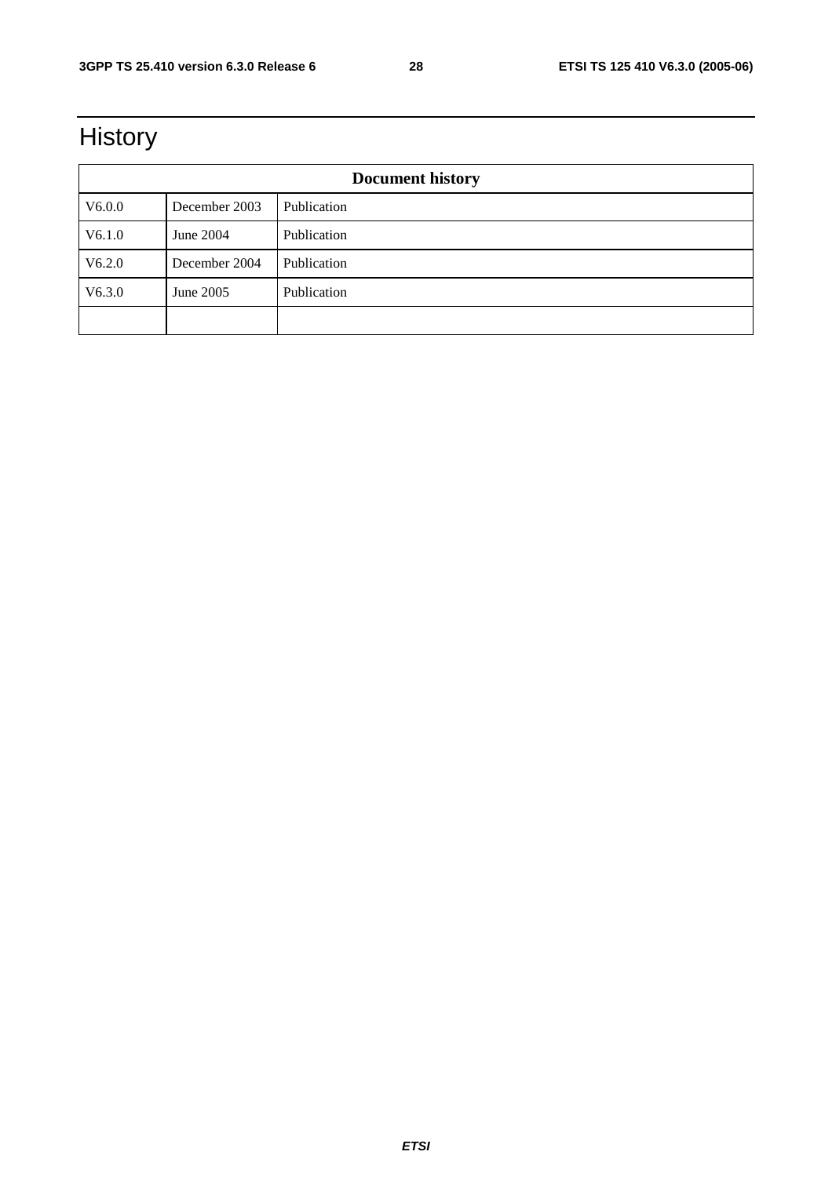# History

| Document history | | |
|---|---|---|
| V6.0.0 | December 2003 | Publication |
| V6.1.0 | June 2004 | Publication |
| V6.2.0 | December 2004 | Publication |
| V6.3.0 | June 2005 | Publication |
| | | |